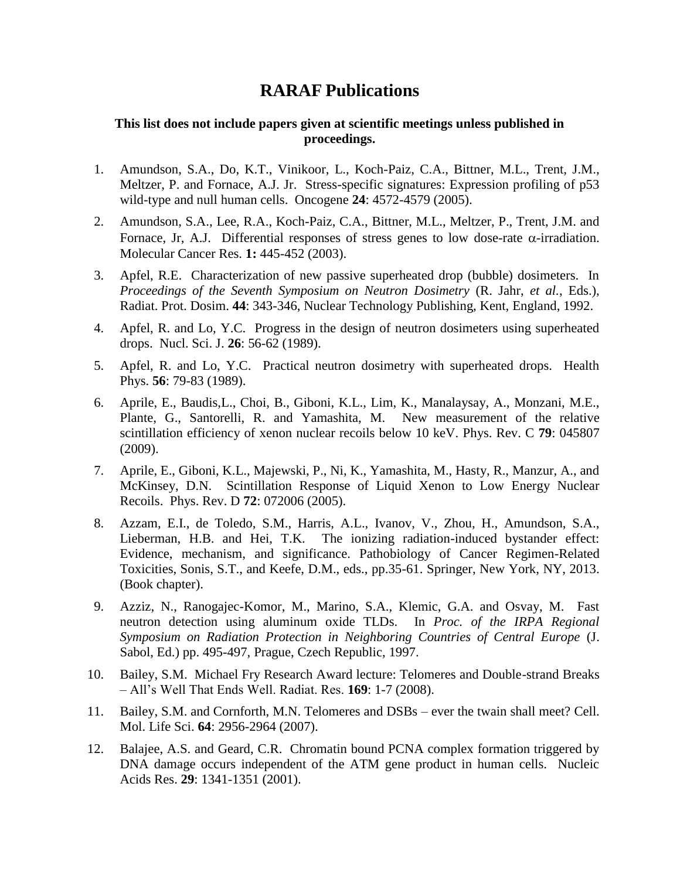# RARAF Publications

**This list does not include papers given at scientific meetings unless published in proceedings.**

1. Amundson, S.A., Do, K.T., Vinikoor, L., Koch-Paiz, C.A., Bittner, M.L., Trent, J.M., Meltzer, P. and Fornace, A.J. Jr. Stress-specific signatures: Expression profiling of p53 wild-type and null human cells. Oncogene **24**: 4572-4579 (2005).

2. Amundson, S.A., Lee, R.A., Koch-Paiz, C.A., Bittner, M.L., Meltzer, P., Trent, J.M. and Fornace, Jr, A.J. Differential responses of stress genes to low dose-rate $\alpha$-irradiation. Molecular Cancer Res. **1:** 445-452 (2003).

3. Apfel, R.E. Characterization of new passive superheated drop (bubble) dosimeters. In *Proceedings of the Seventh Symposium on Neutron Dosimetry* (R. Jahr, *et al.*, Eds.), Radiat. Prot. Dosim. **44**: 343-346, Nuclear Technology Publishing, Kent, England, 1992.

4. Apfel, R. and Lo, Y.C. Progress in the design of neutron dosimeters using superheated drops. Nucl. Sci. J. **26**: 56-62 (1989).

5. Apfel, R. and Lo, Y.C. Practical neutron dosimetry with superheated drops. Health Phys. **56**: 79-83 (1989).

6. Aprile, E., Baudis,L., Choi, B., Giboni, K.L., Lim, K., Manalaysay, A., Monzani, M.E., Plante, G., Santorelli, R. and Yamashita, M. New measurement of the relative scintillation efficiency of xenon nuclear recoils below 10 keV. Phys. Rev. C **79**: 045807 (2009).

7. Aprile, E., Giboni, K.L., Majewski, P., Ni, K., Yamashita, M., Hasty, R., Manzur, A., and McKinsey, D.N. Scintillation Response of Liquid Xenon to Low Energy Nuclear Recoils. Phys. Rev. D **72**: 072006 (2005).

8. Azzam, E.I., de Toledo, S.M., Harris, A.L., Ivanov, V., Zhou, H., Amundson, S.A., Lieberman, H.B. and Hei, T.K. The ionizing radiation-induced bystander effect: Evidence, mechanism, and significance. Pathobiology of Cancer Regimen-Related Toxicities, Sonis, S.T., and Keefe, D.M., eds., pp.35-61. Springer, New York, NY, 2013. (Book chapter).

9. Azziz, N., Ranogajec-Komor, M., Marino, S.A., Klemic, G.A. and Osvay, M. Fast neutron detection using aluminum oxide TLDs. In *Proc. of the IRPA Regional Symposium on Radiation Protection in Neighboring Countries of Central Europe* (J. Sabol, Ed.) pp. 495-497, Prague, Czech Republic, 1997.

10. Bailey, S.M. Michael Fry Research Award lecture: Telomeres and Double-strand Breaks – All's Well That Ends Well. Radiat. Res. **169**: 1-7 (2008).

11. Bailey, S.M. and Cornforth, M.N. Telomeres and DSBs – ever the twain shall meet? Cell. Mol. Life Sci. **64**: 2956-2964 (2007).

12. Balajee, A.S. and Geard, C.R. Chromatin bound PCNA complex formation triggered by DNA damage occurs independent of the ATM gene product in human cells. Nucleic Acids Res. **29**: 1341-1351 (2001).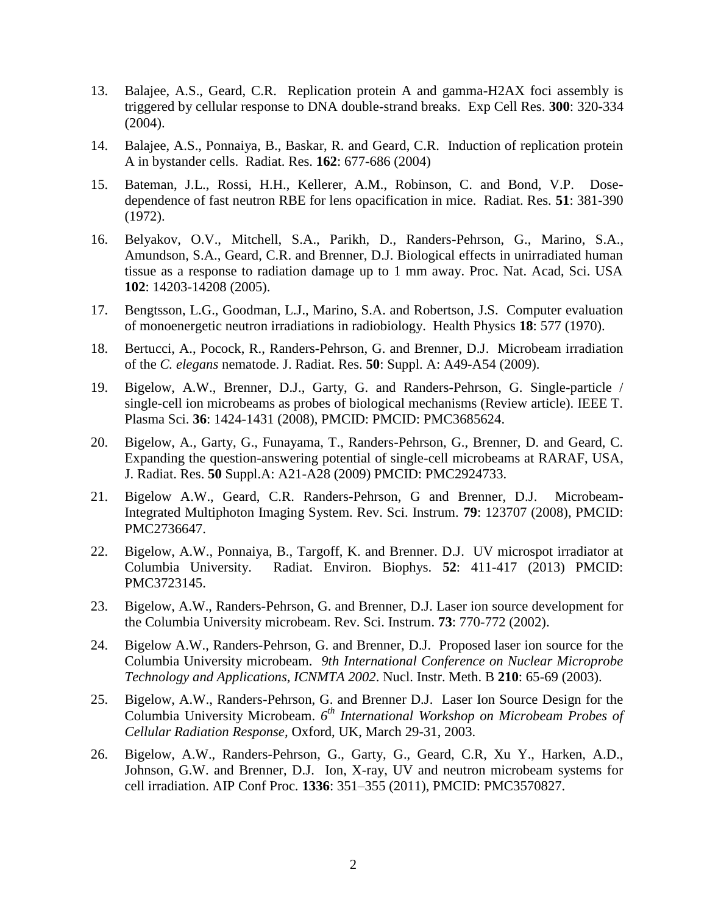13. Balajee, A.S., Geard, C.R. Replication protein A and gamma-H2AX foci assembly is triggered by cellular response to DNA double-strand breaks. Exp Cell Res. **300**: 320-334 (2004).

14. Balajee, A.S., Ponnaiya, B., Baskar, R. and Geard, C.R. Induction of replication protein A in bystander cells. Radiat. Res. **162**: 677-686 (2004)

15. Bateman, J.L., Rossi, H.H., Kellerer, A.M., Robinson, C. and Bond, V.P. Dose-dependence of fast neutron RBE for lens opacification in mice. Radiat. Res. **51**: 381-390 (1972).

16. Belyakov, O.V., Mitchell, S.A., Parikh, D., Randers-Pehrson, G., Marino, S.A., Amundson, S.A., Geard, C.R. and Brenner, D.J. Biological effects in unirradiated human tissue as a response to radiation damage up to 1 mm away. Proc. Nat. Acad, Sci. USA **102**: 14203-14208 (2005).

17. Bengtsson, L.G., Goodman, L.J., Marino, S.A. and Robertson, J.S. Computer evaluation of monoenergetic neutron irradiations in radiobiology. Health Physics **18**: 577 (1970).

18. Bertucci, A., Pocock, R., Randers-Pehrson, G. and Brenner, D.J. Microbeam irradiation of the *C. elegans* nematode. J. Radiat. Res. **50**: Suppl. A: A49-A54 (2009).

19. Bigelow, A.W., Brenner, D.J., Garty, G. and Randers-Pehrson, G. Single-particle / single-cell ion microbeams as probes of biological mechanisms (Review article). IEEE T. Plasma Sci. **36**: 1424-1431 (2008), PMCID: PMCID: PMC3685624.

20. Bigelow, A., Garty, G., Funayama, T., Randers-Pehrson, G., Brenner, D. and Geard, C. Expanding the question-answering potential of single-cell microbeams at RARAF, USA, J. Radiat. Res. **50** Suppl.A: A21-A28 (2009) PMCID: PMC2924733.

21. Bigelow A.W., Geard, C.R. Randers-Pehrson, G and Brenner, D.J. Microbeam-Integrated Multiphoton Imaging System. Rev. Sci. Instrum. **79**: 123707 (2008), PMCID: PMC2736647.

22. Bigelow, A.W., Ponnaiya, B., Targoff, K. and Brenner. D.J. UV microspot irradiator at Columbia University. Radiat. Environ. Biophys. **52**: 411-417 (2013) PMCID: PMC3723145.

23. Bigelow, A.W., Randers-Pehrson, G. and Brenner, D.J. Laser ion source development for the Columbia University microbeam. Rev. Sci. Instrum. **73**: 770-772 (2002).

24. Bigelow A.W., Randers-Pehrson, G. and Brenner, D.J. Proposed laser ion source for the Columbia University microbeam. *9th International Conference on Nuclear Microprobe Technology and Applications, ICNMTA 2002*. Nucl. Instr. Meth. B **210**: 65-69 (2003).

25. Bigelow, A.W., Randers-Pehrson, G. and Brenner D.J. Laser Ion Source Design for the Columbia University Microbeam. *6th International Workshop on Microbeam Probes of Cellular Radiation Response,* Oxford, UK, March 29-31, 2003.

26. Bigelow, A.W., Randers-Pehrson, G., Garty, G., Geard, C.R, Xu Y., Harken, A.D., Johnson, G.W. and Brenner, D.J. Ion, X-ray, UV and neutron microbeam systems for cell irradiation. AIP Conf Proc. **1336**: 351–355 (2011), PMCID: PMC3570827.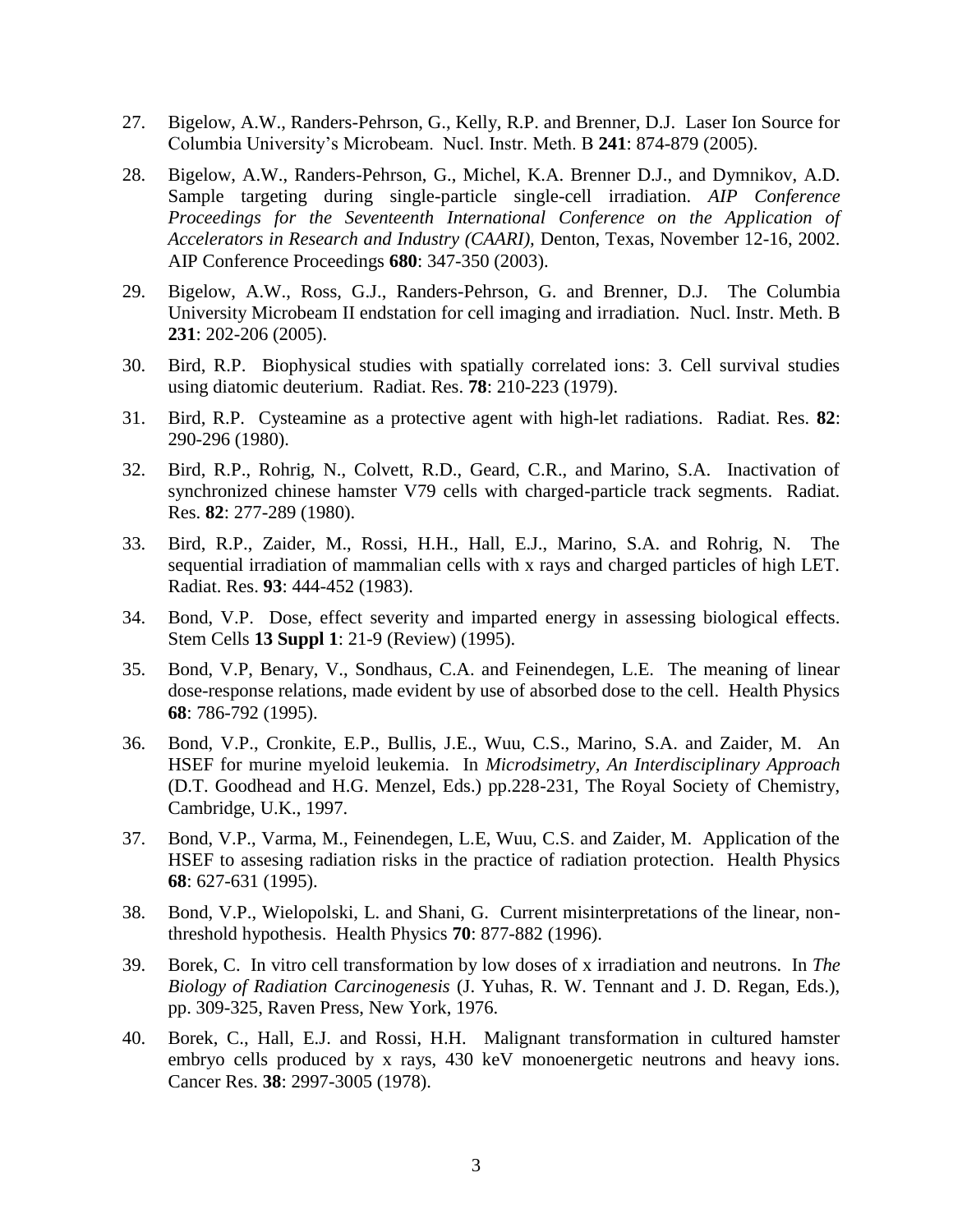27. Bigelow, A.W., Randers-Pehrson, G., Kelly, R.P. and Brenner, D.J. Laser Ion Source for Columbia University's Microbeam. Nucl. Instr. Meth. B **241**: 874-879 (2005).

28. Bigelow, A.W., Randers-Pehrson, G., Michel, K.A. Brenner D.J., and Dymnikov, A.D. Sample targeting during single-particle single-cell irradiation. *AIP Conference Proceedings for the Seventeenth International Conference on the Application of Accelerators in Research and Industry (CAARI),* Denton, Texas, November 12-16, 2002. AIP Conference Proceedings **680**: 347-350 (2003).

29. Bigelow, A.W., Ross, G.J., Randers-Pehrson, G. and Brenner, D.J. The Columbia University Microbeam II endstation for cell imaging and irradiation. Nucl. Instr. Meth. B **231**: 202-206 (2005).

30. Bird, R.P. Biophysical studies with spatially correlated ions: 3. Cell survival studies using diatomic deuterium. Radiat. Res. **78**: 210-223 (1979).

31. Bird, R.P. Cysteamine as a protective agent with high-let radiations. Radiat. Res. **82**: 290-296 (1980).

32. Bird, R.P., Rohrig, N., Colvett, R.D., Geard, C.R., and Marino, S.A. Inactivation of synchronized chinese hamster V79 cells with charged-particle track segments. Radiat. Res. **82**: 277-289 (1980).

33. Bird, R.P., Zaider, M., Rossi, H.H., Hall, E.J., Marino, S.A. and Rohrig, N. The sequential irradiation of mammalian cells with x rays and charged particles of high LET. Radiat. Res. **93**: 444-452 (1983).

34. Bond, V.P. Dose, effect severity and imparted energy in assessing biological effects. Stem Cells **13 Suppl 1**: 21-9 (Review) (1995).

35. Bond, V.P, Benary, V., Sondhaus, C.A. and Feinendegen, L.E. The meaning of linear dose-response relations, made evident by use of absorbed dose to the cell. Health Physics **68**: 786-792 (1995).

36. Bond, V.P., Cronkite, E.P., Bullis, J.E., Wuu, C.S., Marino, S.A. and Zaider, M. An HSEF for murine myeloid leukemia. In *Microdsimetry, An Interdisciplinary Approach* (D.T. Goodhead and H.G. Menzel, Eds.) pp.228-231, The Royal Society of Chemistry, Cambridge, U.K., 1997.

37. Bond, V.P., Varma, M., Feinendegen, L.E, Wuu, C.S. and Zaider, M. Application of the HSEF to assesing radiation risks in the practice of radiation protection. Health Physics **68**: 627-631 (1995).

38. Bond, V.P., Wielopolski, L. and Shani, G. Current misinterpretations of the linear, non-threshold hypothesis. Health Physics **70**: 877-882 (1996).

39. Borek, C. In vitro cell transformation by low doses of x irradiation and neutrons. In *The Biology of Radiation Carcinogenesis* (J. Yuhas, R. W. Tennant and J. D. Regan, Eds.), pp. 309-325, Raven Press, New York, 1976.

40. Borek, C., Hall, E.J. and Rossi, H.H. Malignant transformation in cultured hamster embryo cells produced by x rays, 430 keV monoenergetic neutrons and heavy ions. Cancer Res. **38**: 2997-3005 (1978).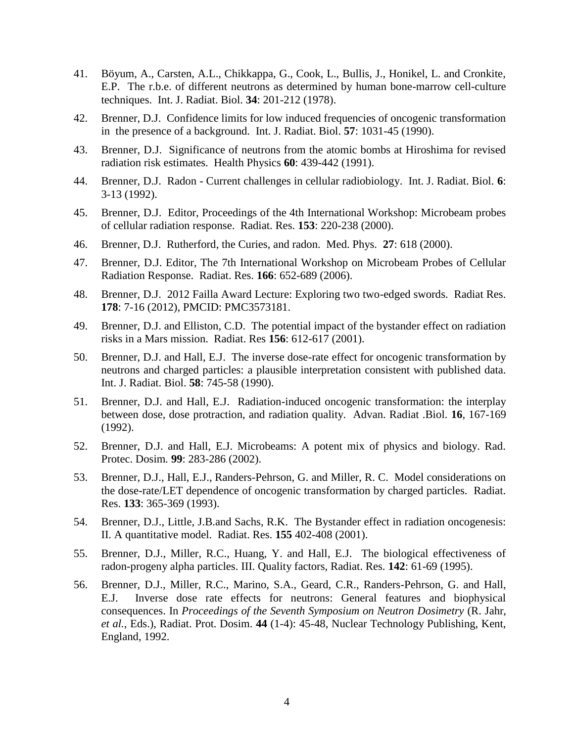41. Böyum, A., Carsten, A.L., Chikkappa, G., Cook, L., Bullis, J., Honikel, L. and Cronkite, E.P. The r.b.e. of different neutrons as determined by human bone-marrow cell-culture techniques. Int. J. Radiat. Biol. **34**: 201-212 (1978).

42. Brenner, D.J. Confidence limits for low induced frequencies of oncogenic transformation in the presence of a background. Int. J. Radiat. Biol. **57**: 1031-45 (1990).

43. Brenner, D.J. Significance of neutrons from the atomic bombs at Hiroshima for revised radiation risk estimates. Health Physics **60**: 439-442 (1991).

44. Brenner, D.J. Radon - Current challenges in cellular radiobiology. Int. J. Radiat. Biol. **6**: 3-13 (1992).

45. Brenner, D.J. Editor, Proceedings of the 4th International Workshop: Microbeam probes of cellular radiation response. Radiat. Res. **153**: 220-238 (2000).

46. Brenner, D.J. Rutherford, the Curies, and radon. Med. Phys. **27**: 618 (2000).

47. Brenner, D.J. Editor, The 7th International Workshop on Microbeam Probes of Cellular Radiation Response. Radiat. Res. **166**: 652-689 (2006).

48. Brenner, D.J. 2012 Failla Award Lecture: Exploring two two-edged swords. Radiat Res. **178**: 7-16 (2012), PMCID: PMC3573181.

49. Brenner, D.J. and Elliston, C.D. The potential impact of the bystander effect on radiation risks in a Mars mission. Radiat. Res **156**: 612-617 (2001).

50. Brenner, D.J. and Hall, E.J. The inverse dose-rate effect for oncogenic transformation by neutrons and charged particles: a plausible interpretation consistent with published data. Int. J. Radiat. Biol. **58**: 745-58 (1990).

51. Brenner, D.J. and Hall, E.J. Radiation-induced oncogenic transformation: the interplay between dose, dose protraction, and radiation quality. Advan. Radiat .Biol. **16**, 167-169 (1992).

52. Brenner, D.J. and Hall, E.J. Microbeams: A potent mix of physics and biology. Rad. Protec. Dosim. **99**: 283-286 (2002).

53. Brenner, D.J., Hall, E.J., Randers-Pehrson, G. and Miller, R. C. Model considerations on the dose-rate/LET dependence of oncogenic transformation by charged particles. Radiat. Res. **133**: 365-369 (1993).

54. Brenner, D.J., Little, J.B.and Sachs, R.K. The Bystander effect in radiation oncogenesis: II. A quantitative model. Radiat. Res. **155** 402-408 (2001).

55. Brenner, D.J., Miller, R.C., Huang, Y. and Hall, E.J. The biological effectiveness of radon-progeny alpha particles. III. Quality factors, Radiat. Res. **142**: 61-69 (1995).

56. Brenner, D.J., Miller, R.C., Marino, S.A., Geard, C.R., Randers-Pehrson, G. and Hall, E.J. Inverse dose rate effects for neutrons: General features and biophysical consequences. In *Proceedings of the Seventh Symposium on Neutron Dosimetry* (R. Jahr, *et al.*, Eds.), Radiat. Prot. Dosim. **44** (1-4): 45-48, Nuclear Technology Publishing, Kent, England, 1992.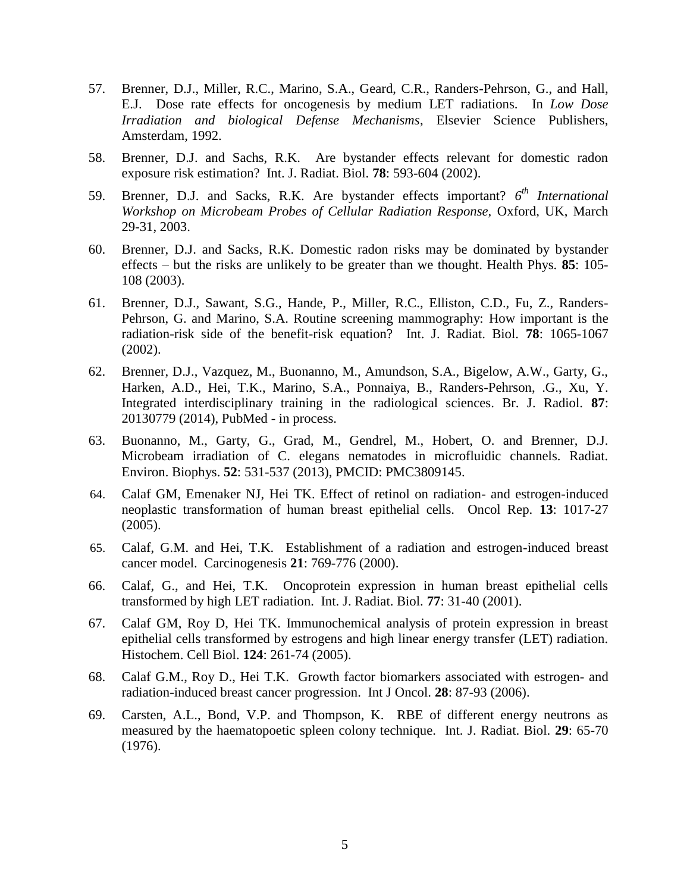57. Brenner, D.J., Miller, R.C., Marino, S.A., Geard, C.R., Randers-Pehrson, G., and Hall, E.J. Dose rate effects for oncogenesis by medium LET radiations. In *Low Dose Irradiation and biological Defense Mechanisms*, Elsevier Science Publishers, Amsterdam, 1992.

58. Brenner, D.J. and Sachs, R.K. Are bystander effects relevant for domestic radon exposure risk estimation? Int. J. Radiat. Biol. **78**: 593-604 (2002).

59. Brenner, D.J. and Sacks, R.K. Are bystander effects important? *6th International Workshop on Microbeam Probes of Cellular Radiation Response*, Oxford, UK, March 29-31, 2003.

60. Brenner, D.J. and Sacks, R.K. Domestic radon risks may be dominated by bystander effects – but the risks are unlikely to be greater than we thought. Health Phys. **85**: 105-108 (2003).

61. Brenner, D.J., Sawant, S.G., Hande, P., Miller, R.C., Elliston, C.D., Fu, Z., Randers-Pehrson, G. and Marino, S.A. Routine screening mammography: How important is the radiation-risk side of the benefit-risk equation? Int. J. Radiat. Biol. **78**: 1065-1067 (2002).

62. Brenner, D.J., Vazquez, M., Buonanno, M., Amundson, S.A., Bigelow, A.W., Garty, G., Harken, A.D., Hei, T.K., Marino, S.A., Ponnaiya, B., Randers-Pehrson, .G., Xu, Y. Integrated interdisciplinary training in the radiological sciences. Br. J. Radiol. **87**: 20130779 (2014), PubMed - in process.

63. Buonanno, M., Garty, G., Grad, M., Gendrel, M., Hobert, O. and Brenner, D.J. Microbeam irradiation of C. elegans nematodes in microfluidic channels. Radiat. Environ. Biophys. **52**: 531-537 (2013), PMCID: PMC3809145.

64. Calaf GM, Emenaker NJ, Hei TK. Effect of retinol on radiation- and estrogen-induced neoplastic transformation of human breast epithelial cells. Oncol Rep. **13**: 1017-27 (2005).

65. Calaf, G.M. and Hei, T.K. Establishment of a radiation and estrogen-induced breast cancer model. Carcinogenesis **21**: 769-776 (2000).

66. Calaf, G., and Hei, T.K. Oncoprotein expression in human breast epithelial cells transformed by high LET radiation. Int. J. Radiat. Biol. **77**: 31-40 (2001).

67. Calaf GM, Roy D, Hei TK. Immunochemical analysis of protein expression in breast epithelial cells transformed by estrogens and high linear energy transfer (LET) radiation. Histochem. Cell Biol. **124**: 261-74 (2005).

68. Calaf G.M., Roy D., Hei T.K. Growth factor biomarkers associated with estrogen- and radiation-induced breast cancer progression. Int J Oncol. **28**: 87-93 (2006).

69. Carsten, A.L., Bond, V.P. and Thompson, K. RBE of different energy neutrons as measured by the haematopoetic spleen colony technique. Int. J. Radiat. Biol. **29**: 65-70 (1976).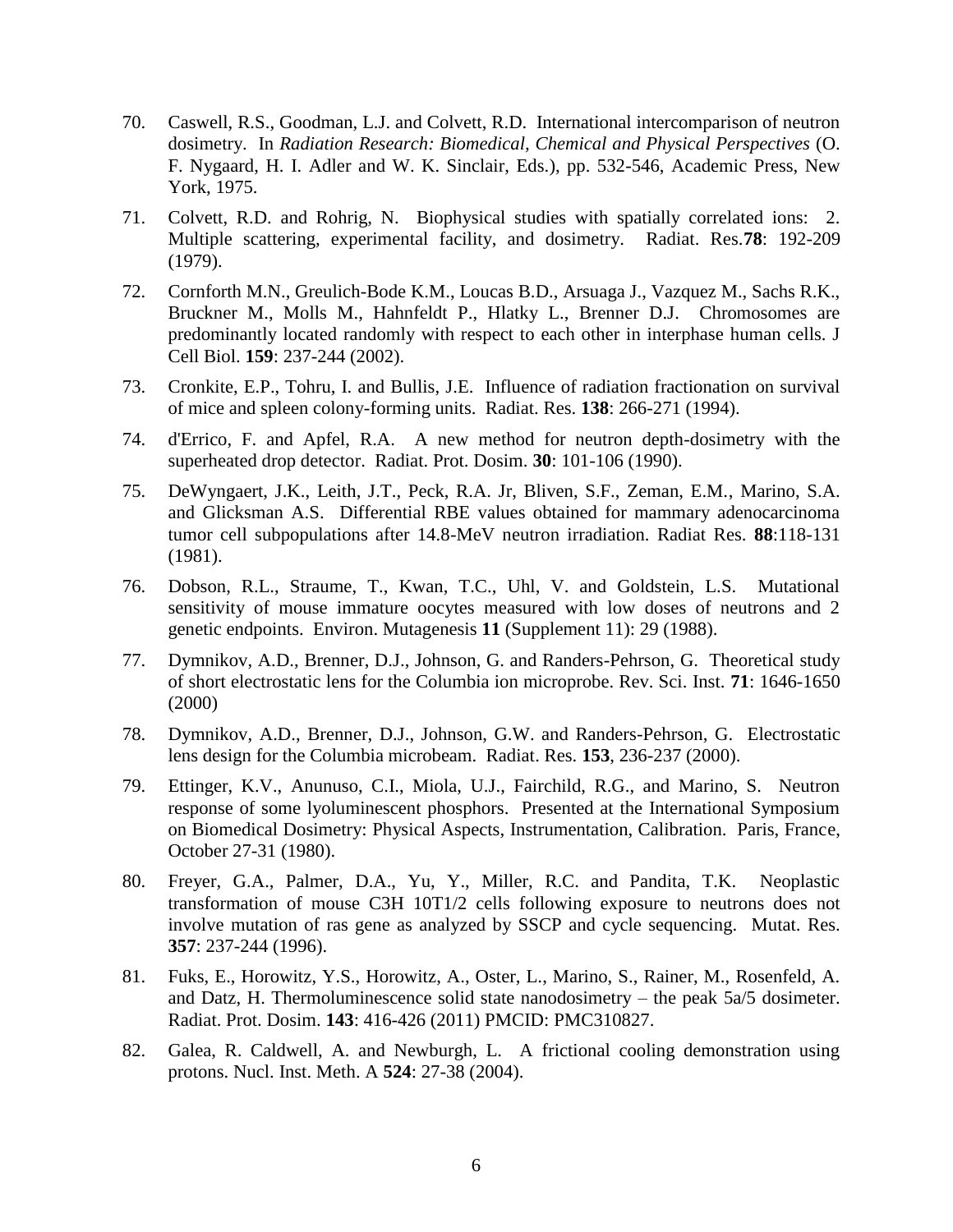70. Caswell, R.S., Goodman, L.J. and Colvett, R.D. International intercomparison of neutron dosimetry. In *Radiation Research: Biomedical, Chemical and Physical Perspectives* (O. F. Nygaard, H. I. Adler and W. K. Sinclair, Eds.), pp. 532-546, Academic Press, New York, 1975.

71. Colvett, R.D. and Rohrig, N. Biophysical studies with spatially correlated ions: 2. Multiple scattering, experimental facility, and dosimetry. Radiat. Res.**78**: 192-209 (1979).

72. Cornforth M.N., Greulich-Bode K.M., Loucas B.D., Arsuaga J., Vazquez M., Sachs R.K., Bruckner M., Molls M., Hahnfeldt P., Hlatky L., Brenner D.J. Chromosomes are predominantly located randomly with respect to each other in interphase human cells. J Cell Biol. **159**: 237-244 (2002).

73. Cronkite, E.P., Tohru, I. and Bullis, J.E. Influence of radiation fractionation on survival of mice and spleen colony-forming units. Radiat. Res. **138**: 266-271 (1994).

74. d'Errico, F. and Apfel, R.A. A new method for neutron depth-dosimetry with the superheated drop detector. Radiat. Prot. Dosim. **30**: 101-106 (1990).

75. DeWyngaert, J.K., Leith, J.T., Peck, R.A. Jr, Bliven, S.F., Zeman, E.M., Marino, S.A. and Glicksman A.S. Differential RBE values obtained for mammary adenocarcinoma tumor cell subpopulations after 14.8-MeV neutron irradiation. Radiat Res. **88**:118-131 (1981).

76. Dobson, R.L., Straume, T., Kwan, T.C., Uhl, V. and Goldstein, L.S. Mutational sensitivity of mouse immature oocytes measured with low doses of neutrons and 2 genetic endpoints. Environ. Mutagenesis **11** (Supplement 11): 29 (1988).

77. Dymnikov, A.D., Brenner, D.J., Johnson, G. and Randers-Pehrson, G. Theoretical study of short electrostatic lens for the Columbia ion microprobe. Rev. Sci. Inst. **71**: 1646-1650 (2000)

78. Dymnikov, A.D., Brenner, D.J., Johnson, G.W. and Randers-Pehrson, G. Electrostatic lens design for the Columbia microbeam. Radiat. Res. **153**, 236-237 (2000).

79. Ettinger, K.V., Anunuso, C.I., Miola, U.J., Fairchild, R.G., and Marino, S. Neutron response of some lyoluminescent phosphors. Presented at the International Symposium on Biomedical Dosimetry: Physical Aspects, Instrumentation, Calibration. Paris, France, October 27-31 (1980).

80. Freyer, G.A., Palmer, D.A., Yu, Y., Miller, R.C. and Pandita, T.K. Neoplastic transformation of mouse C3H 10T1/2 cells following exposure to neutrons does not involve mutation of ras gene as analyzed by SSCP and cycle sequencing. Mutat. Res. **357**: 237-244 (1996).

81. Fuks, E., Horowitz, Y.S., Horowitz, A., Oster, L., Marino, S., Rainer, M., Rosenfeld, A. and Datz, H. Thermoluminescence solid state nanodosimetry – the peak 5a/5 dosimeter. Radiat. Prot. Dosim. **143**: 416-426 (2011) PMCID: PMC310827.

82. Galea, R. Caldwell, A. and Newburgh, L. A frictional cooling demonstration using protons. Nucl. Inst. Meth. A **524**: 27-38 (2004).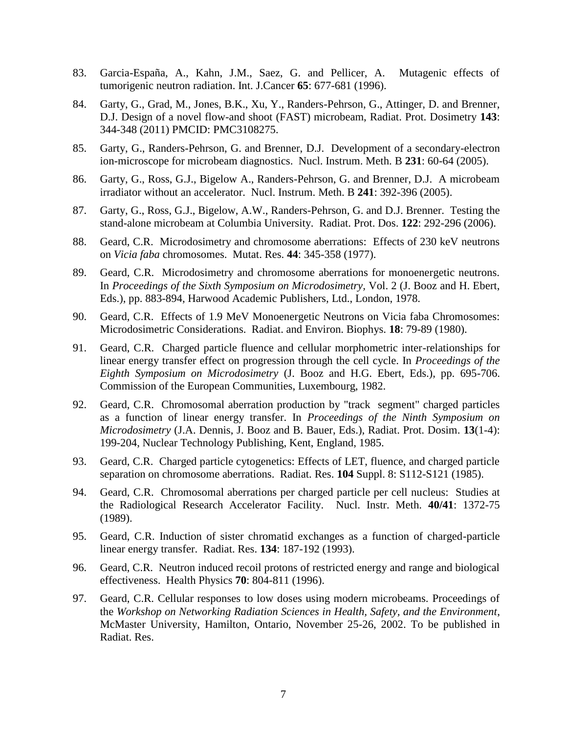83. Garcia-España, A., Kahn, J.M., Saez, G. and Pellicer, A. Mutagenic effects of tumorigenic neutron radiation. Int. J.Cancer **65**: 677-681 (1996).

84. Garty, G., Grad, M., Jones, B.K., Xu, Y., Randers-Pehrson, G., Attinger, D. and Brenner, D.J. Design of a novel flow-and shoot (FAST) microbeam, Radiat. Prot. Dosimetry **143**: 344-348 (2011) PMCID: PMC3108275.

85. Garty, G., Randers-Pehrson, G. and Brenner, D.J. Development of a secondary-electron ion-microscope for microbeam diagnostics. Nucl. Instrum. Meth. B **231**: 60-64 (2005).

86. Garty, G., Ross, G.J., Bigelow A., Randers-Pehrson, G. and Brenner, D.J. A microbeam irradiator without an accelerator. Nucl. Instrum. Meth. B **241**: 392-396 (2005).

87. Garty, G., Ross, G.J., Bigelow, A.W., Randers-Pehrson, G. and D.J. Brenner. Testing the stand-alone microbeam at Columbia University. Radiat. Prot. Dos. **122**: 292-296 (2006).

88. Geard, C.R. Microdosimetry and chromosome aberrations: Effects of 230 keV neutrons on *Vicia faba* chromosomes. Mutat. Res. **44**: 345-358 (1977).

89. Geard, C.R. Microdosimetry and chromosome aberrations for monoenergetic neutrons. In *Proceedings of the Sixth Symposium on Microdosimetry*, Vol. 2 (J. Booz and H. Ebert, Eds.), pp. 883-894, Harwood Academic Publishers, Ltd., London, 1978.

90. Geard, C.R. Effects of 1.9 MeV Monoenergetic Neutrons on Vicia faba Chromosomes: Microdosimetric Considerations. Radiat. and Environ. Biophys. **18**: 79-89 (1980).

91. Geard, C.R. Charged particle fluence and cellular morphometric inter-relationships for linear energy transfer effect on progression through the cell cycle. In *Proceedings of the Eighth Symposium on Microdosimetry* (J. Booz and H.G. Ebert, Eds.), pp. 695-706. Commission of the European Communities, Luxembourg, 1982.

92. Geard, C.R. Chromosomal aberration production by "track segment" charged particles as a function of linear energy transfer. In *Proceedings of the Ninth Symposium on Microdosimetry* (J.A. Dennis, J. Booz and B. Bauer, Eds.), Radiat. Prot. Dosim. **13**(1-4): 199-204, Nuclear Technology Publishing, Kent, England, 1985.

93. Geard, C.R. Charged particle cytogenetics: Effects of LET, fluence, and charged particle separation on chromosome aberrations. Radiat. Res. **104** Suppl. 8: S112-S121 (1985).

94. Geard, C.R. Chromosomal aberrations per charged particle per cell nucleus: Studies at the Radiological Research Accelerator Facility. Nucl. Instr. Meth. **40/41**: 1372-75 (1989).

95. Geard, C.R. Induction of sister chromatid exchanges as a function of charged-particle linear energy transfer. Radiat. Res. **134**: 187-192 (1993).

96. Geard, C.R. Neutron induced recoil protons of restricted energy and range and biological effectiveness. Health Physics **70**: 804-811 (1996).

97. Geard, C.R. Cellular responses to low doses using modern microbeams. Proceedings of the *Workshop on Networking Radiation Sciences in Health, Safety, and the Environment*, McMaster University, Hamilton, Ontario, November 25-26, 2002. To be published in Radiat. Res.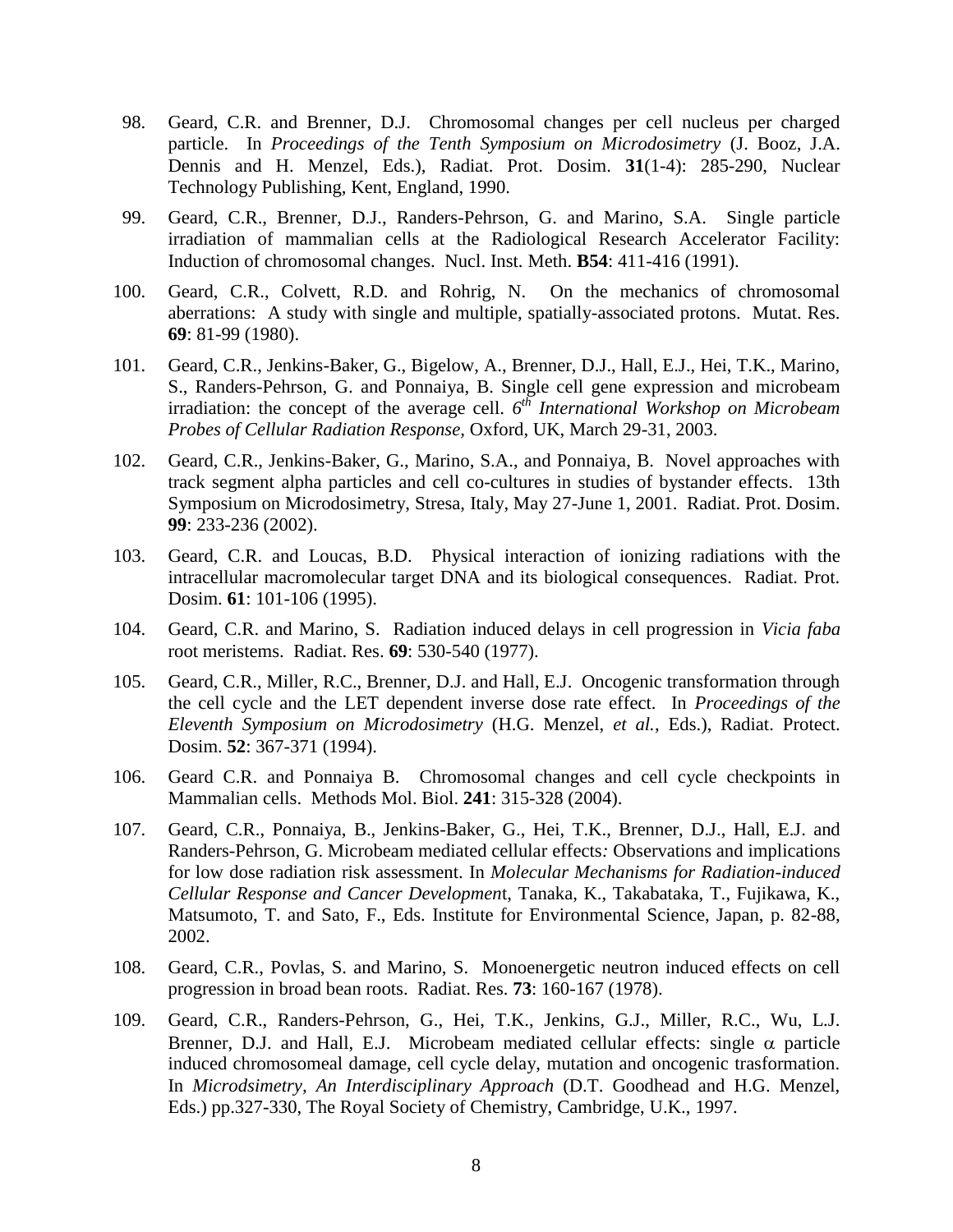98. Geard, C.R. and Brenner, D.J. Chromosomal changes per cell nucleus per charged particle. In *Proceedings of the Tenth Symposium on Microdosimetry* (J. Booz, J.A. Dennis and H. Menzel, Eds.), Radiat. Prot. Dosim. **31**(1-4): 285-290, Nuclear Technology Publishing, Kent, England, 1990.

99. Geard, C.R., Brenner, D.J., Randers-Pehrson, G. and Marino, S.A. Single particle irradiation of mammalian cells at the Radiological Research Accelerator Facility: Induction of chromosomal changes. Nucl. Inst. Meth. **B54**: 411-416 (1991).

100. Geard, C.R., Colvett, R.D. and Rohrig, N. On the mechanics of chromosomal aberrations: A study with single and multiple, spatially-associated protons. Mutat. Res. **69**: 81-99 (1980).

101. Geard, C.R., Jenkins-Baker, G., Bigelow, A., Brenner, D.J., Hall, E.J., Hei, T.K., Marino, S., Randers-Pehrson, G. and Ponnaiya, B. Single cell gene expression and microbeam irradiation: the concept of the average cell. *6th International Workshop on Microbeam Probes of Cellular Radiation Response*, Oxford, UK, March 29-31, 2003.

102. Geard, C.R., Jenkins-Baker, G., Marino, S.A., and Ponnaiya, B. Novel approaches with track segment alpha particles and cell co-cultures in studies of bystander effects. 13th Symposium on Microdosimetry, Stresa, Italy, May 27-June 1, 2001. Radiat. Prot. Dosim. **99**: 233-236 (2002).

103. Geard, C.R. and Loucas, B.D. Physical interaction of ionizing radiations with the intracellular macromolecular target DNA and its biological consequences. Radiat. Prot. Dosim. **61**: 101-106 (1995).

104. Geard, C.R. and Marino, S. Radiation induced delays in cell progression in *Vicia faba* root meristems. Radiat. Res. **69**: 530-540 (1977).

105. Geard, C.R., Miller, R.C., Brenner, D.J. and Hall, E.J. Oncogenic transformation through the cell cycle and the LET dependent inverse dose rate effect. In *Proceedings of the Eleventh Symposium on Microdosimetry* (H.G. Menzel, *et al.*, Eds.), Radiat. Protect. Dosim. **52**: 367-371 (1994).

106. Geard C.R. and Ponnaiya B. Chromosomal changes and cell cycle checkpoints in Mammalian cells. Methods Mol. Biol. **241**: 315-328 (2004).

107. Geard, C.R., Ponnaiya, B., Jenkins-Baker, G., Hei, T.K., Brenner, D.J., Hall, E.J. and Randers-Pehrson, G. Microbeam mediated cellular effects: Observations and implications for low dose radiation risk assessment. In *Molecular Mechanisms for Radiation-induced Cellular Response and Cancer Development*, Tanaka, K., Takabataka, T., Fujikawa, K., Matsumoto, T. and Sato, F., Eds. Institute for Environmental Science, Japan, p. 82-88, 2002.

108. Geard, C.R., Povlas, S. and Marino, S. Monoenergetic neutron induced effects on cell progression in broad bean roots. Radiat. Res. **73**: 160-167 (1978).

109. Geard, C.R., Randers-Pehrson, G., Hei, T.K., Jenkins, G.J., Miller, R.C., Wu, L.J. Brenner, D.J. and Hall, E.J. Microbeam mediated cellular effects: single $\alpha$ particle induced chromosomeal damage, cell cycle delay, mutation and oncogenic trasformation. In *Microdsimetry, An Interdisciplinary Approach* (D.T. Goodhead and H.G. Menzel, Eds.) pp.327-330, The Royal Society of Chemistry, Cambridge, U.K., 1997.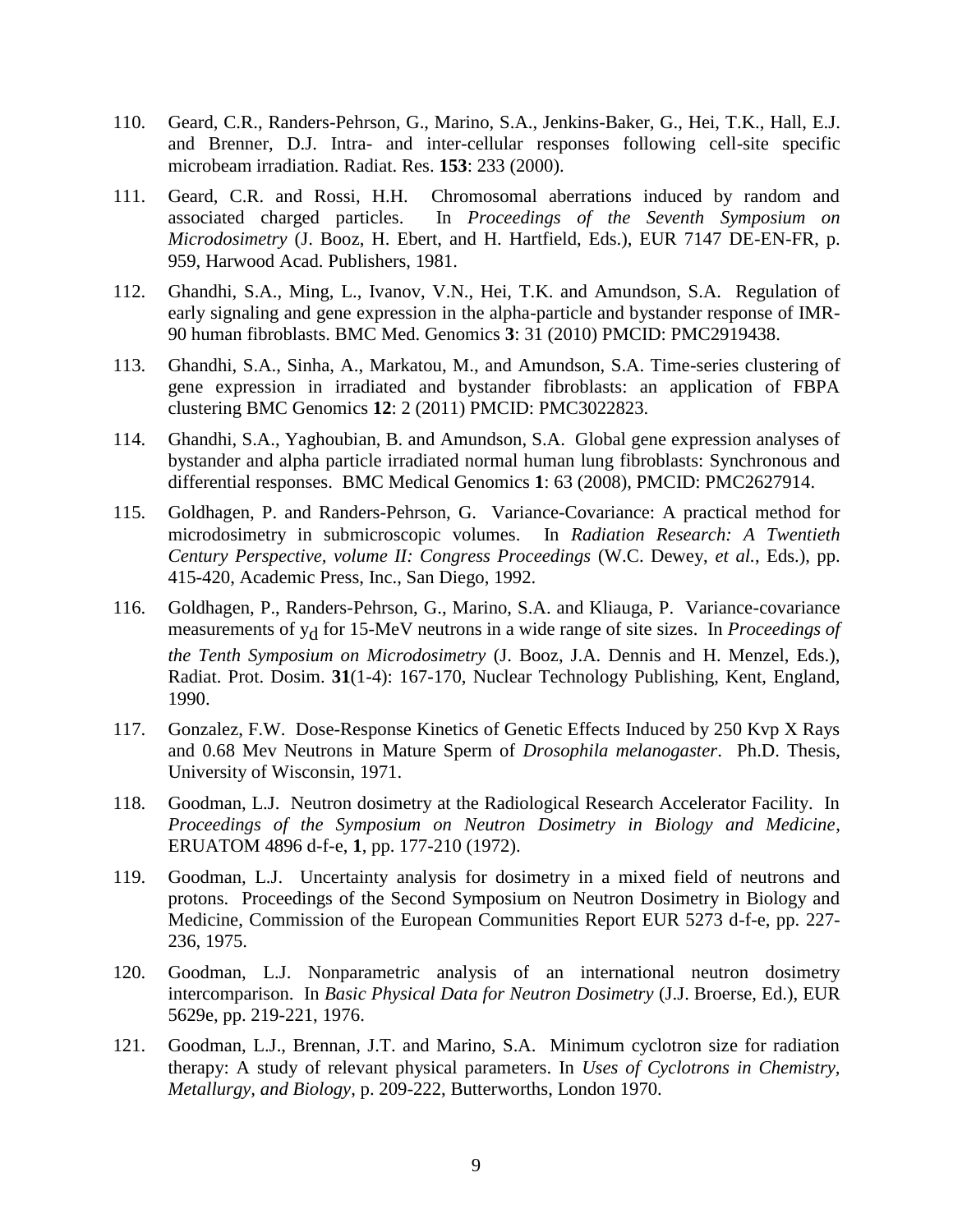110. Geard, C.R., Randers-Pehrson, G., Marino, S.A., Jenkins-Baker, G., Hei, T.K., Hall, E.J. and Brenner, D.J. Intra- and inter-cellular responses following cell-site specific microbeam irradiation. Radiat. Res. **153**: 233 (2000).

111. Geard, C.R. and Rossi, H.H. Chromosomal aberrations induced by random and associated charged particles. In *Proceedings of the Seventh Symposium on Microdosimetry* (J. Booz, H. Ebert, and H. Hartfield, Eds.), EUR 7147 DE-EN-FR, p. 959, Harwood Acad. Publishers, 1981.

112. Ghandhi, S.A., Ming, L., Ivanov, V.N., Hei, T.K. and Amundson, S.A. Regulation of early signaling and gene expression in the alpha-particle and bystander response of IMR-90 human fibroblasts. BMC Med. Genomics **3**: 31 (2010) PMCID: PMC2919438.

113. Ghandhi, S.A., Sinha, A., Markatou, M., and Amundson, S.A. Time-series clustering of gene expression in irradiated and bystander fibroblasts: an application of FBPA clustering BMC Genomics **12**: 2 (2011) PMCID: PMC3022823.

114. Ghandhi, S.A., Yaghoubian, B. and Amundson, S.A. Global gene expression analyses of bystander and alpha particle irradiated normal human lung fibroblasts: Synchronous and differential responses. BMC Medical Genomics **1**: 63 (2008), PMCID: PMC2627914.

115. Goldhagen, P. and Randers-Pehrson, G. Variance-Covariance: A practical method for microdosimetry in submicroscopic volumes. In *Radiation Research: A Twentieth Century Perspective, volume II: Congress Proceedings* (W.C. Dewey, *et al.*, Eds.), pp. 415-420, Academic Press, Inc., San Diego, 1992.

116. Goldhagen, P., Randers-Pehrson, G., Marino, S.A. and Kliauga, P. Variance-covariance measurements of $y_d$ for 15-MeV neutrons in a wide range of site sizes. In *Proceedings of the Tenth Symposium on Microdosimetry* (J. Booz, J.A. Dennis and H. Menzel, Eds.), Radiat. Prot. Dosim. **31**(1-4): 167-170, Nuclear Technology Publishing, Kent, England, 1990.

117. Gonzalez, F.W. Dose-Response Kinetics of Genetic Effects Induced by 250 Kvp X Rays and 0.68 Mev Neutrons in Mature Sperm of *Drosophila melanogaster*. Ph.D. Thesis, University of Wisconsin, 1971.

118. Goodman, L.J. Neutron dosimetry at the Radiological Research Accelerator Facility. In *Proceedings of the Symposium on Neutron Dosimetry in Biology and Medicine*, ERUATOM 4896 d-f-e, **1**, pp. 177-210 (1972).

119. Goodman, L.J. Uncertainty analysis for dosimetry in a mixed field of neutrons and protons. Proceedings of the Second Symposium on Neutron Dosimetry in Biology and Medicine, Commission of the European Communities Report EUR 5273 d-f-e, pp. 227-236, 1975.

120. Goodman, L.J. Nonparametric analysis of an international neutron dosimetry intercomparison. In *Basic Physical Data for Neutron Dosimetry* (J.J. Broerse, Ed.), EUR 5629e, pp. 219-221, 1976.

121. Goodman, L.J., Brennan, J.T. and Marino, S.A. Minimum cyclotron size for radiation therapy: A study of relevant physical parameters. In *Uses of Cyclotrons in Chemistry, Metallurgy, and Biology*, p. 209-222, Butterworths, London 1970.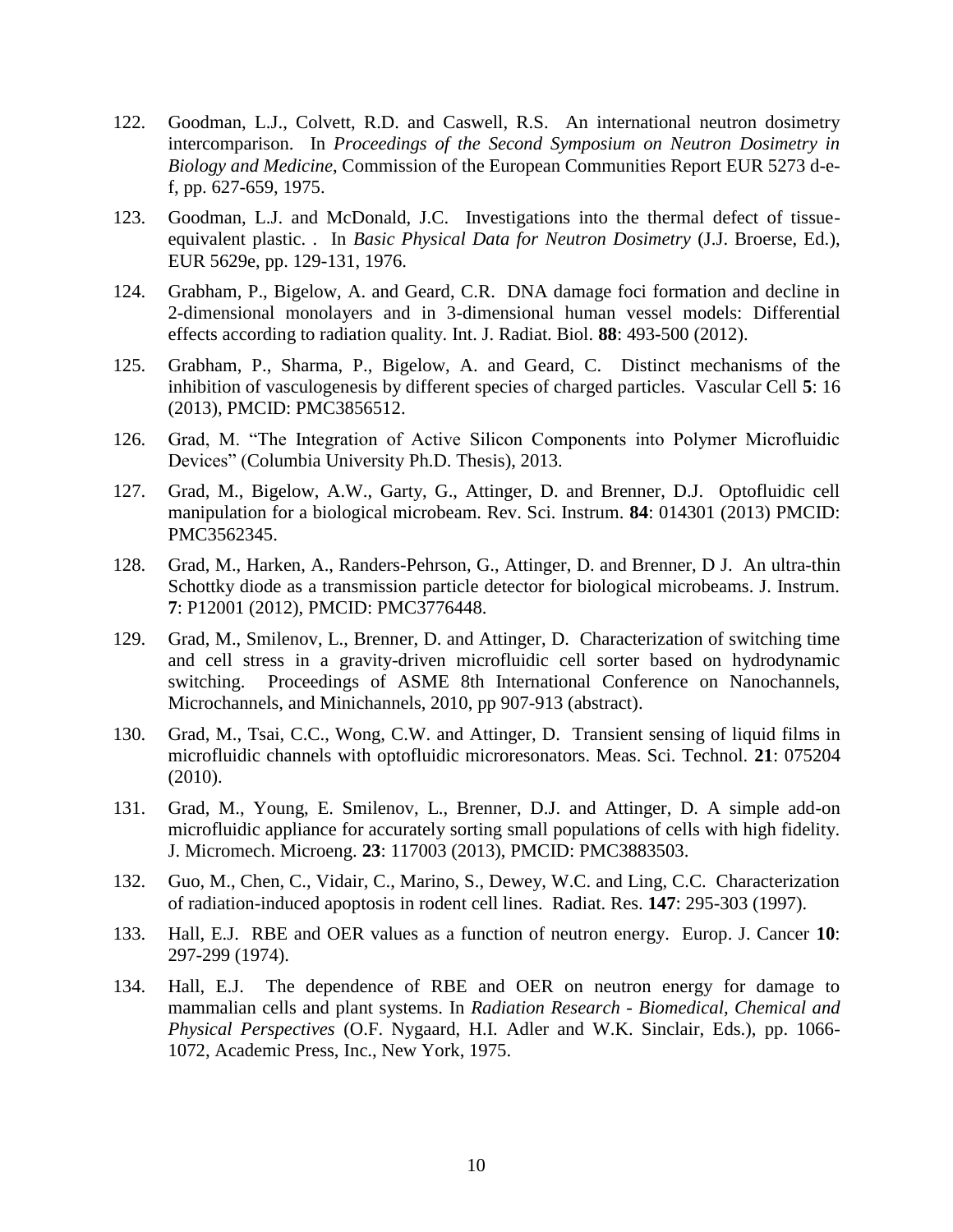122. Goodman, L.J., Colvett, R.D. and Caswell, R.S. An international neutron dosimetry intercomparison. In *Proceedings of the Second Symposium on Neutron Dosimetry in Biology and Medicine*, Commission of the European Communities Report EUR 5273 d-e-f, pp. 627-659, 1975.

123. Goodman, L.J. and McDonald, J.C. Investigations into the thermal defect of tissue-equivalent plastic. . In *Basic Physical Data for Neutron Dosimetry* (J.J. Broerse, Ed.), EUR 5629e, pp. 129-131, 1976.

124. Grabham, P., Bigelow, A. and Geard, C.R. DNA damage foci formation and decline in 2-dimensional monolayers and in 3-dimensional human vessel models: Differential effects according to radiation quality. Int. J. Radiat. Biol. **88**: 493-500 (2012).

125. Grabham, P., Sharma, P., Bigelow, A. and Geard, C. Distinct mechanisms of the inhibition of vasculogenesis by different species of charged particles. Vascular Cell **5**: 16 (2013), PMCID: PMC3856512.

126. Grad, M. "The Integration of Active Silicon Components into Polymer Microfluidic Devices" (Columbia University Ph.D. Thesis), 2013.

127. Grad, M., Bigelow, A.W., Garty, G., Attinger, D. and Brenner, D.J. Optofluidic cell manipulation for a biological microbeam. Rev. Sci. Instrum. **84**: 014301 (2013) PMCID: PMC3562345.

128. Grad, M., Harken, A., Randers-Pehrson, G., Attinger, D. and Brenner, D J. An ultra-thin Schottky diode as a transmission particle detector for biological microbeams. J. Instrum. **7**: P12001 (2012), PMCID: PMC3776448.

129. Grad, M., Smilenov, L., Brenner, D. and Attinger, D. Characterization of switching time and cell stress in a gravity-driven microfluidic cell sorter based on hydrodynamic switching. Proceedings of ASME 8th International Conference on Nanochannels, Microchannels, and Minichannels, 2010, pp 907-913 (abstract).

130. Grad, M., Tsai, C.C., Wong, C.W. and Attinger, D. Transient sensing of liquid films in microfluidic channels with optofluidic microresonators. Meas. Sci. Technol. **21**: 075204 (2010).

131. Grad, M., Young, E. Smilenov, L., Brenner, D.J. and Attinger, D. A simple add-on microfluidic appliance for accurately sorting small populations of cells with high fidelity. J. Micromech. Microeng. **23**: 117003 (2013), PMCID: PMC3883503.

132. Guo, M., Chen, C., Vidair, C., Marino, S., Dewey, W.C. and Ling, C.C. Characterization of radiation-induced apoptosis in rodent cell lines. Radiat. Res. **147**: 295-303 (1997).

133. Hall, E.J. RBE and OER values as a function of neutron energy. Europ. J. Cancer **10**: 297-299 (1974).

134. Hall, E.J. The dependence of RBE and OER on neutron energy for damage to mammalian cells and plant systems. In *Radiation Research - Biomedical, Chemical and Physical Perspectives* (O.F. Nygaard, H.I. Adler and W.K. Sinclair, Eds.), pp. 1066-1072, Academic Press, Inc., New York, 1975.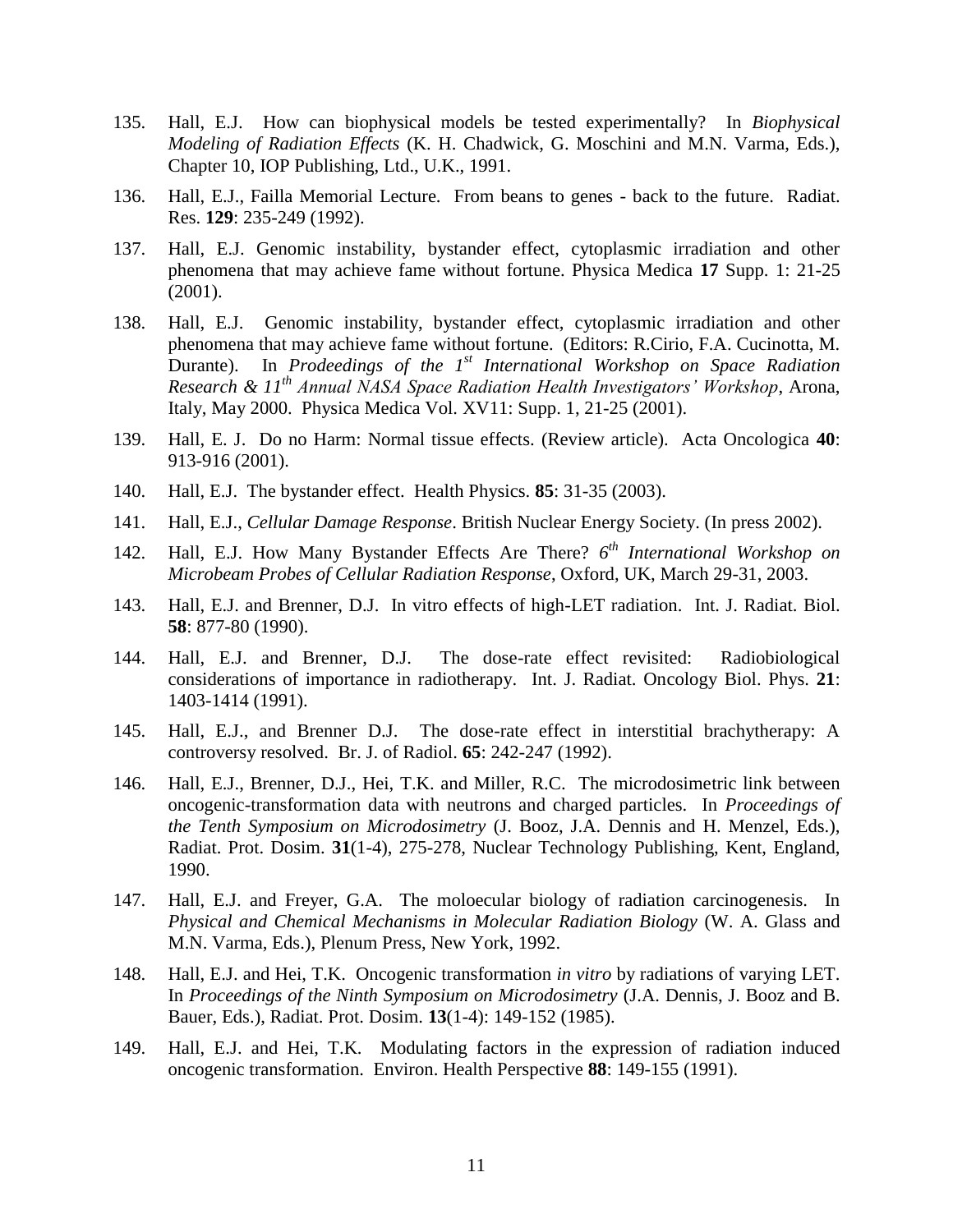135. Hall, E.J. How can biophysical models be tested experimentally? In *Biophysical Modeling of Radiation Effects* (K. H. Chadwick, G. Moschini and M.N. Varma, Eds.), Chapter 10, IOP Publishing, Ltd., U.K., 1991.

136. Hall, E.J., Failla Memorial Lecture. From beans to genes - back to the future. Radiat. Res. **129**: 235-249 (1992).

137. Hall, E.J. Genomic instability, bystander effect, cytoplasmic irradiation and other phenomena that may achieve fame without fortune. Physica Medica **17** Supp. 1: 21-25 (2001).

138. Hall, E.J. Genomic instability, bystander effect, cytoplasmic irradiation and other phenomena that may achieve fame without fortune. (Editors: R.Cirio, F.A. Cucinotta, M. Durante). In *Prodeedings of the 1st International Workshop on Space Radiation Research & 11th Annual NASA Space Radiation Health Investigators' Workshop*, Arona, Italy, May 2000. Physica Medica Vol. XV11: Supp. 1, 21-25 (2001).

139. Hall, E. J. Do no Harm: Normal tissue effects. (Review article). Acta Oncologica **40**: 913-916 (2001).

140. Hall, E.J. The bystander effect. Health Physics. **85**: 31-35 (2003).

141. Hall, E.J., *Cellular Damage Response*. British Nuclear Energy Society. (In press 2002).

142. Hall, E.J. How Many Bystander Effects Are There? *6th International Workshop on Microbeam Probes of Cellular Radiation Response*, Oxford, UK, March 29-31, 2003.

143. Hall, E.J. and Brenner, D.J. In vitro effects of high-LET radiation. Int. J. Radiat. Biol. **58**: 877-80 (1990).

144. Hall, E.J. and Brenner, D.J. The dose-rate effect revisited: Radiobiological considerations of importance in radiotherapy. Int. J. Radiat. Oncology Biol. Phys. **21**: 1403-1414 (1991).

145. Hall, E.J., and Brenner D.J. The dose-rate effect in interstitial brachytherapy: A controversy resolved. Br. J. of Radiol. **65**: 242-247 (1992).

146. Hall, E.J., Brenner, D.J., Hei, T.K. and Miller, R.C. The microdosimetric link between oncogenic-transformation data with neutrons and charged particles. In *Proceedings of the Tenth Symposium on Microdosimetry* (J. Booz, J.A. Dennis and H. Menzel, Eds.), Radiat. Prot. Dosim. **31**(1-4), 275-278, Nuclear Technology Publishing, Kent, England, 1990.

147. Hall, E.J. and Freyer, G.A. The moloecular biology of radiation carcinogenesis. In *Physical and Chemical Mechanisms in Molecular Radiation Biology* (W. A. Glass and M.N. Varma, Eds.), Plenum Press, New York, 1992.

148. Hall, E.J. and Hei, T.K. Oncogenic transformation *in vitro* by radiations of varying LET. In *Proceedings of the Ninth Symposium on Microdosimetry* (J.A. Dennis, J. Booz and B. Bauer, Eds.), Radiat. Prot. Dosim. **13**(1-4): 149-152 (1985).

149. Hall, E.J. and Hei, T.K. Modulating factors in the expression of radiation induced oncogenic transformation. Environ. Health Perspective **88**: 149-155 (1991).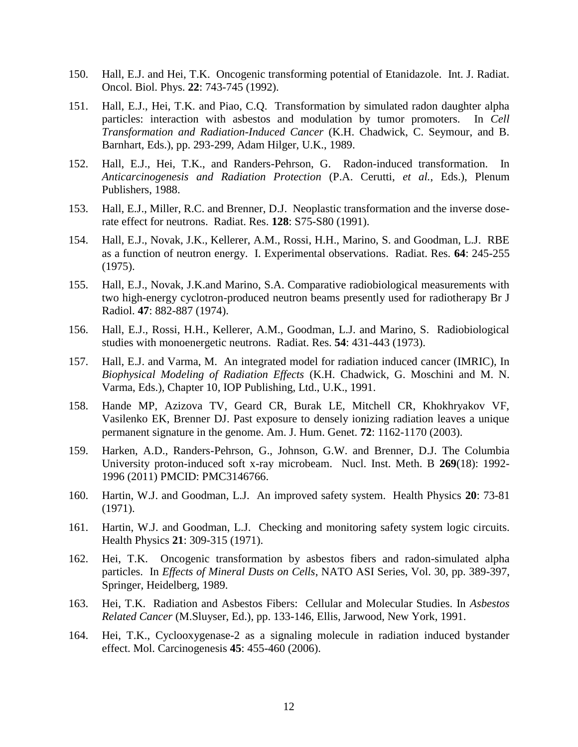150. Hall, E.J. and Hei, T.K. Oncogenic transforming potential of Etanidazole. Int. J. Radiat. Oncol. Biol. Phys. **22**: 743-745 (1992).

151. Hall, E.J., Hei, T.K. and Piao, C.Q. Transformation by simulated radon daughter alpha particles: interaction with asbestos and modulation by tumor promoters. In *Cell Transformation and Radiation-Induced Cancer* (K.H. Chadwick, C. Seymour, and B. Barnhart, Eds.), pp. 293-299, Adam Hilger, U.K., 1989.

152. Hall, E.J., Hei, T.K., and Randers-Pehrson, G. Radon-induced transformation. In *Anticarcinogenesis and Radiation Protection* (P.A. Cerutti, *et al.*, Eds.), Plenum Publishers, 1988.

153. Hall, E.J., Miller, R.C. and Brenner, D.J. Neoplastic transformation and the inverse dose-rate effect for neutrons. Radiat. Res. **128**: S75-S80 (1991).

154. Hall, E.J., Novak, J.K., Kellerer, A.M., Rossi, H.H., Marino, S. and Goodman, L.J. RBE as a function of neutron energy. I. Experimental observations. Radiat. Res. **64**: 245-255 (1975).

155. Hall, E.J., Novak, J.K.and Marino, S.A. Comparative radiobiological measurements with two high-energy cyclotron-produced neutron beams presently used for radiotherapy Br J Radiol. **47**: 882-887 (1974).

156. Hall, E.J., Rossi, H.H., Kellerer, A.M., Goodman, L.J. and Marino, S. Radiobiological studies with monoenergetic neutrons. Radiat. Res. **54**: 431-443 (1973).

157. Hall, E.J. and Varma, M. An integrated model for radiation induced cancer (IMRIC), In *Biophysical Modeling of Radiation Effects* (K.H. Chadwick, G. Moschini and M. N. Varma, Eds.), Chapter 10, IOP Publishing, Ltd., U.K., 1991.

158. Hande MP, Azizova TV, Geard CR, Burak LE, Mitchell CR, Khokhryakov VF, Vasilenko EK, Brenner DJ. Past exposure to densely ionizing radiation leaves a unique permanent signature in the genome. Am. J. Hum. Genet. **72**: 1162-1170 (2003).

159. Harken, A.D., Randers-Pehrson, G., Johnson, G.W. and Brenner, D.J. The Columbia University proton-induced soft x-ray microbeam. Nucl. Inst. Meth. B **269**(18): 1992-1996 (2011) PMCID: PMC3146766.

160. Hartin, W.J. and Goodman, L.J. An improved safety system. Health Physics **20**: 73-81 (1971).

161. Hartin, W.J. and Goodman, L.J. Checking and monitoring safety system logic circuits. Health Physics **21**: 309-315 (1971).

162. Hei, T.K. Oncogenic transformation by asbestos fibers and radon-simulated alpha particles. In *Effects of Mineral Dusts on Cells*, NATO ASI Series, Vol. 30, pp. 389-397, Springer, Heidelberg, 1989.

163. Hei, T.K. Radiation and Asbestos Fibers: Cellular and Molecular Studies. In *Asbestos Related Cancer* (M.Sluyser, Ed.), pp. 133-146, Ellis, Jarwood, New York, 1991.

164. Hei, T.K., Cyclooxygenase-2 as a signaling molecule in radiation induced bystander effect. Mol. Carcinogenesis **45**: 455-460 (2006).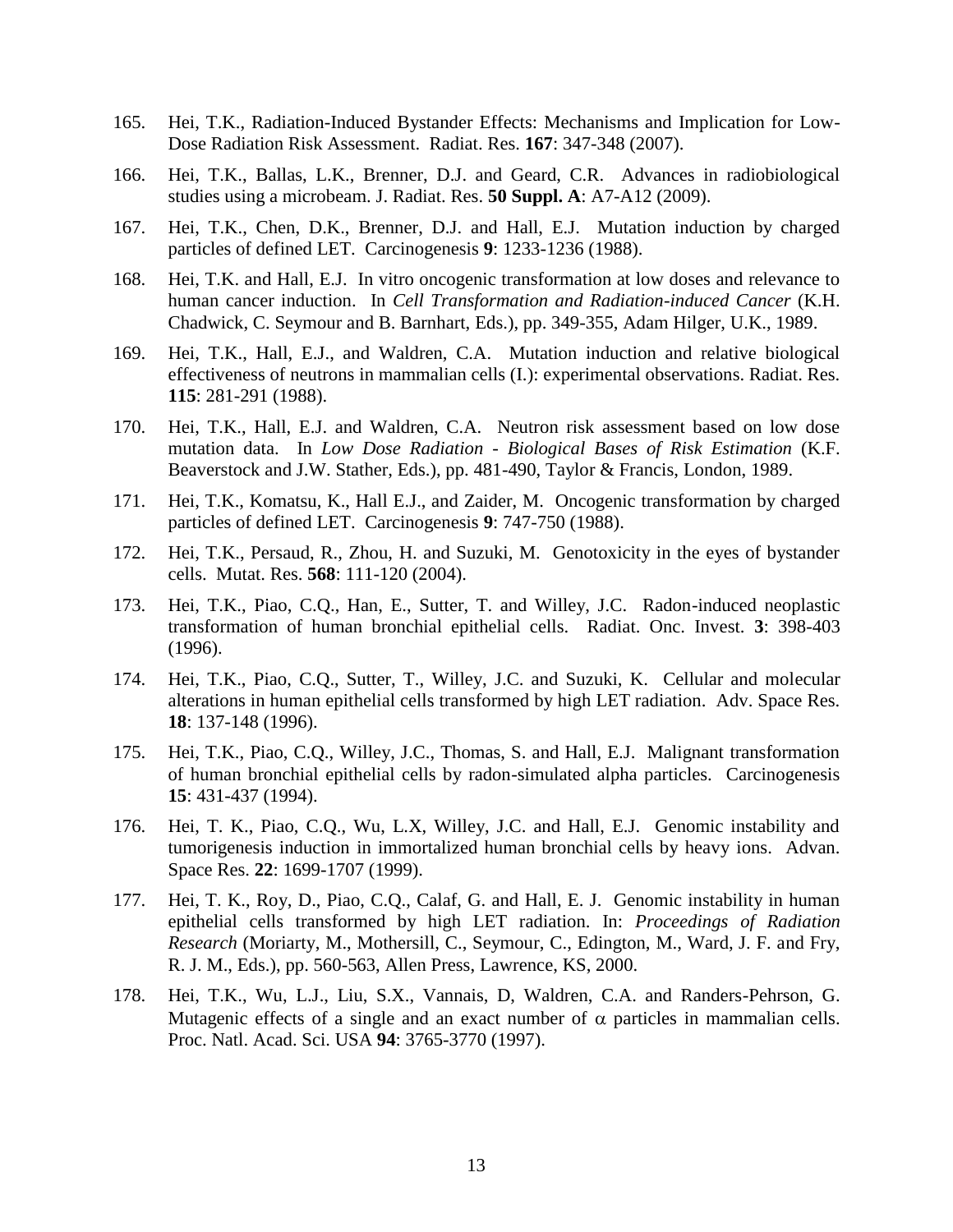165. Hei, T.K., Radiation-Induced Bystander Effects: Mechanisms and Implication for Low-Dose Radiation Risk Assessment. Radiat. Res. **167**: 347-348 (2007).

166. Hei, T.K., Ballas, L.K., Brenner, D.J. and Geard, C.R. Advances in radiobiological studies using a microbeam. J. Radiat. Res. **50 Suppl. A**: A7-A12 (2009).

167. Hei, T.K., Chen, D.K., Brenner, D.J. and Hall, E.J. Mutation induction by charged particles of defined LET. Carcinogenesis **9**: 1233-1236 (1988).

168. Hei, T.K. and Hall, E.J. In vitro oncogenic transformation at low doses and relevance to human cancer induction. In *Cell Transformation and Radiation-induced Cancer* (K.H. Chadwick, C. Seymour and B. Barnhart, Eds.), pp. 349-355, Adam Hilger, U.K., 1989.

169. Hei, T.K., Hall, E.J., and Waldren, C.A. Mutation induction and relative biological effectiveness of neutrons in mammalian cells (I.): experimental observations. Radiat. Res. **115**: 281-291 (1988).

170. Hei, T.K., Hall, E.J. and Waldren, C.A. Neutron risk assessment based on low dose mutation data. In *Low Dose Radiation - Biological Bases of Risk Estimation* (K.F. Beaverstock and J.W. Stather, Eds.), pp. 481-490, Taylor & Francis, London, 1989.

171. Hei, T.K., Komatsu, K., Hall E.J., and Zaider, M. Oncogenic transformation by charged particles of defined LET. Carcinogenesis **9**: 747-750 (1988).

172. Hei, T.K., Persaud, R., Zhou, H. and Suzuki, M. Genotoxicity in the eyes of bystander cells. Mutat. Res. **568**: 111-120 (2004).

173. Hei, T.K., Piao, C.Q., Han, E., Sutter, T. and Willey, J.C. Radon-induced neoplastic transformation of human bronchial epithelial cells. Radiat. Onc. Invest. **3**: 398-403 (1996).

174. Hei, T.K., Piao, C.Q., Sutter, T., Willey, J.C. and Suzuki, K. Cellular and molecular alterations in human epithelial cells transformed by high LET radiation. Adv. Space Res. **18**: 137-148 (1996).

175. Hei, T.K., Piao, C.Q., Willey, J.C., Thomas, S. and Hall, E.J. Malignant transformation of human bronchial epithelial cells by radon-simulated alpha particles. Carcinogenesis **15**: 431-437 (1994).

176. Hei, T. K., Piao, C.Q., Wu, L.X, Willey, J.C. and Hall, E.J. Genomic instability and tumorigenesis induction in immortalized human bronchial cells by heavy ions. Advan. Space Res. **22**: 1699-1707 (1999).

177. Hei, T. K., Roy, D., Piao, C.Q., Calaf, G. and Hall, E. J. Genomic instability in human epithelial cells transformed by high LET radiation. In: *Proceedings of Radiation Research* (Moriarty, M., Mothersill, C., Seymour, C., Edington, M., Ward, J. F. and Fry, R. J. M., Eds.), pp. 560-563, Allen Press, Lawrence, KS, 2000.

178. Hei, T.K., Wu, L.J., Liu, S.X., Vannais, D, Waldren, C.A. and Randers-Pehrson, G. Mutagenic effects of a single and an exact number of $\alpha$ particles in mammalian cells. Proc. Natl. Acad. Sci. USA **94**: 3765-3770 (1997).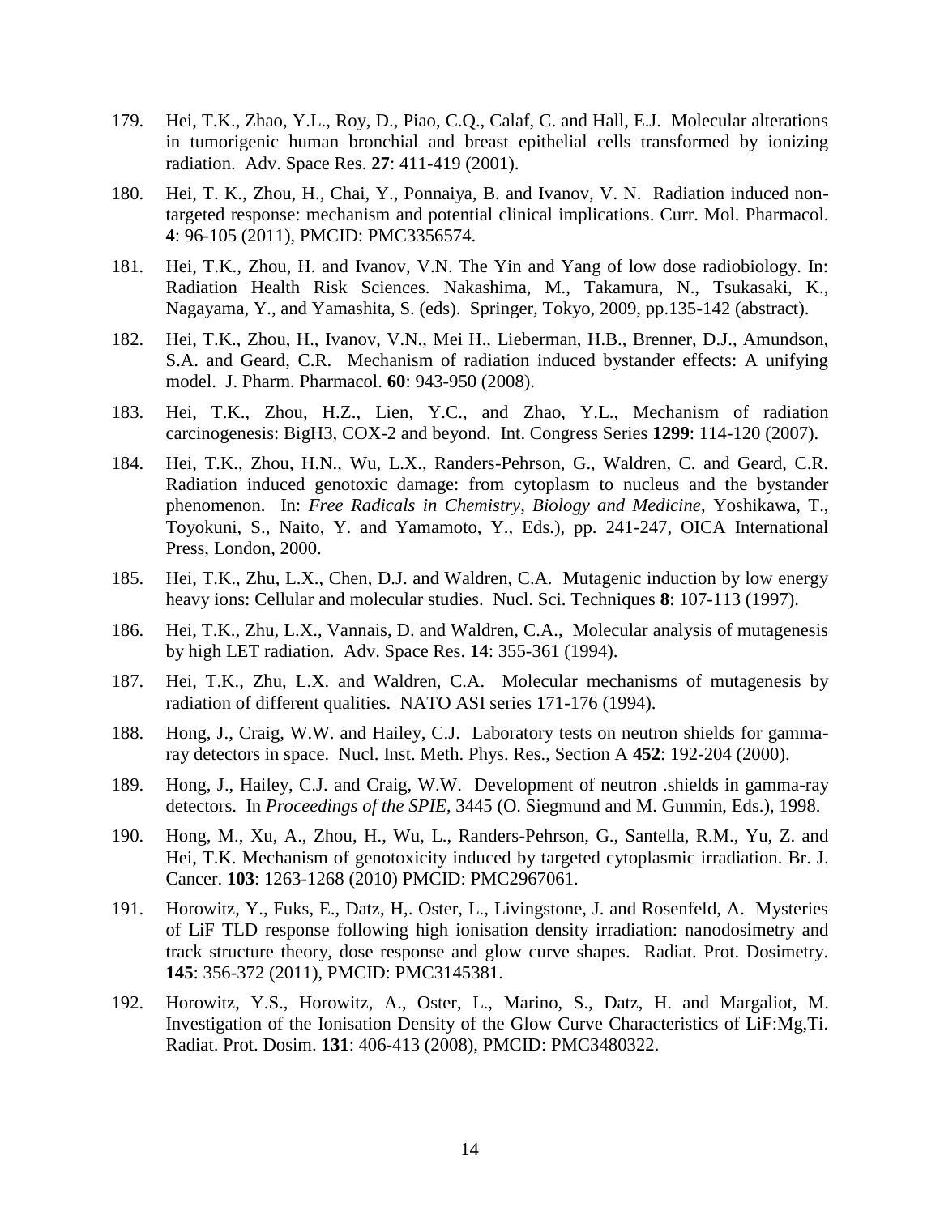179. Hei, T.K., Zhao, Y.L., Roy, D., Piao, C.Q., Calaf, C. and Hall, E.J. Molecular alterations in tumorigenic human bronchial and breast epithelial cells transformed by ionizing radiation. Adv. Space Res. **27**: 411-419 (2001).

180. Hei, T. K., Zhou, H., Chai, Y., Ponnaiya, B. and Ivanov, V. N. Radiation induced non-targeted response: mechanism and potential clinical implications. Curr. Mol. Pharmacol. **4**: 96-105 (2011), PMCID: PMC3356574.

181. Hei, T.K., Zhou, H. and Ivanov, V.N. The Yin and Yang of low dose radiobiology. In: Radiation Health Risk Sciences. Nakashima, M., Takamura, N., Tsukasaki, K., Nagayama, Y., and Yamashita, S. (eds). Springer, Tokyo, 2009, pp.135-142 (abstract).

182. Hei, T.K., Zhou, H., Ivanov, V.N., Mei H., Lieberman, H.B., Brenner, D.J., Amundson, S.A. and Geard, C.R. Mechanism of radiation induced bystander effects: A unifying model. J. Pharm. Pharmacol. **60**: 943-950 (2008).

183. Hei, T.K., Zhou, H.Z., Lien, Y.C., and Zhao, Y.L., Mechanism of radiation carcinogenesis: BigH3, COX-2 and beyond. Int. Congress Series **1299**: 114-120 (2007).

184. Hei, T.K., Zhou, H.N., Wu, L.X., Randers-Pehrson, G., Waldren, C. and Geard, C.R. Radiation induced genotoxic damage: from cytoplasm to nucleus and the bystander phenomenon. In: *Free Radicals in Chemistry, Biology and Medicine*, Yoshikawa, T., Toyokuni, S., Naito, Y. and Yamamoto, Y., Eds.), pp. 241-247, OICA International Press, London, 2000.

185. Hei, T.K., Zhu, L.X., Chen, D.J. and Waldren, C.A. Mutagenic induction by low energy heavy ions: Cellular and molecular studies. Nucl. Sci. Techniques **8**: 107-113 (1997).

186. Hei, T.K., Zhu, L.X., Vannais, D. and Waldren, C.A., Molecular analysis of mutagenesis by high LET radiation. Adv. Space Res. **14**: 355-361 (1994).

187. Hei, T.K., Zhu, L.X. and Waldren, C.A. Molecular mechanisms of mutagenesis by radiation of different qualities. NATO ASI series 171-176 (1994).

188. Hong, J., Craig, W.W. and Hailey, C.J. Laboratory tests on neutron shields for gamma-ray detectors in space. Nucl. Inst. Meth. Phys. Res., Section A **452**: 192-204 (2000).

189. Hong, J., Hailey, C.J. and Craig, W.W. Development of neutron .shields in gamma-ray detectors. In *Proceedings of the SPIE*, 3445 (O. Siegmund and M. Gunmin, Eds.), 1998.

190. Hong, M., Xu, A., Zhou, H., Wu, L., Randers-Pehrson, G., Santella, R.M., Yu, Z. and Hei, T.K. Mechanism of genotoxicity induced by targeted cytoplasmic irradiation. Br. J. Cancer. **103**: 1263-1268 (2010) PMCID: PMC2967061.

191. Horowitz, Y., Fuks, E., Datz, H,. Oster, L., Livingstone, J. and Rosenfeld, A. Mysteries of LiF TLD response following high ionisation density irradiation: nanodosimetry and track structure theory, dose response and glow curve shapes. Radiat. Prot. Dosimetry. **145**: 356-372 (2011), PMCID: PMC3145381.

192. Horowitz, Y.S., Horowitz, A., Oster, L., Marino, S., Datz, H. and Margaliot, M. Investigation of the Ionisation Density of the Glow Curve Characteristics of LiF:Mg,Ti. Radiat. Prot. Dosim. **131**: 406-413 (2008), PMCID: PMC3480322.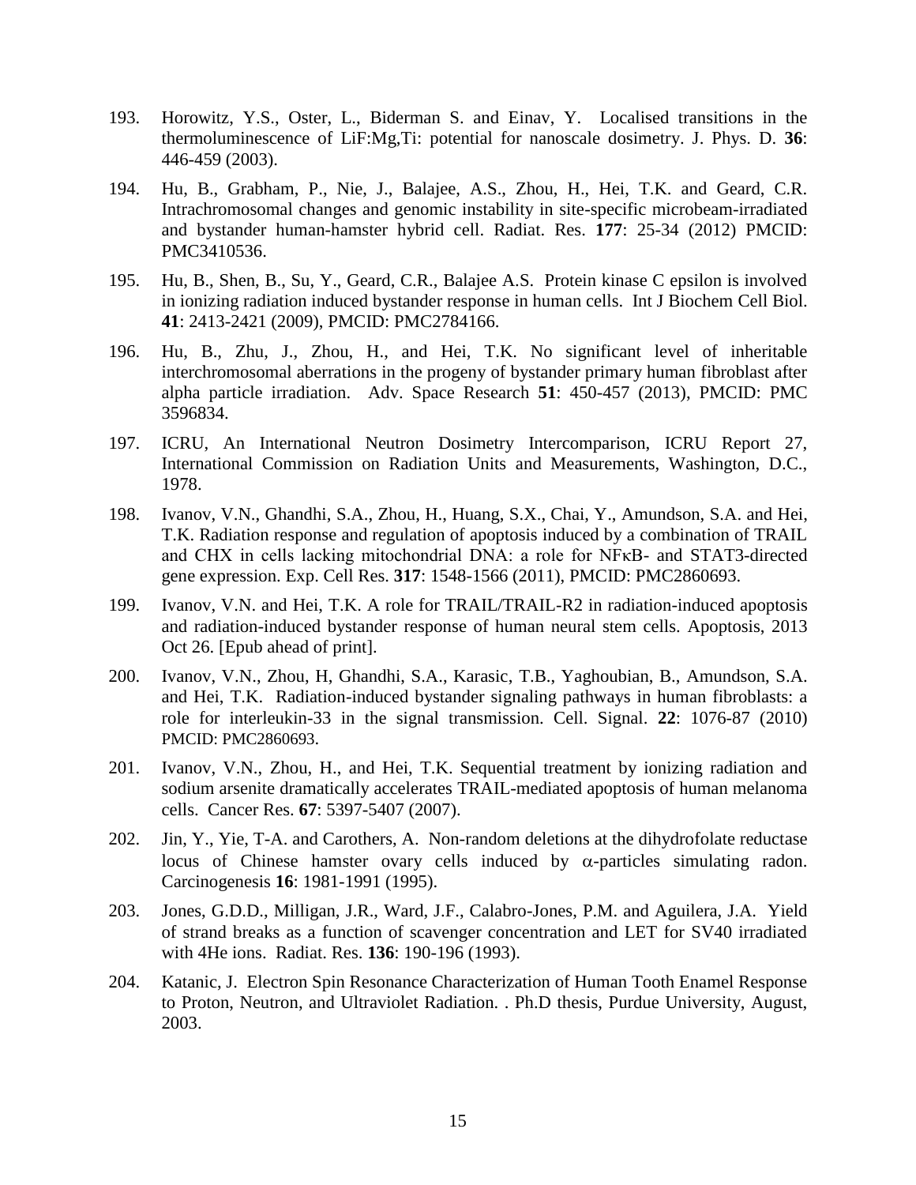193. Horowitz, Y.S., Oster, L., Biderman S. and Einav, Y. Localised transitions in the thermoluminescence of LiF:Mg,Ti: potential for nanoscale dosimetry. J. Phys. D. **36**: 446-459 (2003).

194. Hu, B., Grabham, P., Nie, J., Balajee, A.S., Zhou, H., Hei, T.K. and Geard, C.R. Intrachromosomal changes and genomic instability in site-specific microbeam-irradiated and bystander human-hamster hybrid cell. Radiat. Res. **177**: 25-34 (2012) PMCID: PMC3410536.

195. Hu, B., Shen, B., Su, Y., Geard, C.R., Balajee A.S. Protein kinase C epsilon is involved in ionizing radiation induced bystander response in human cells. Int J Biochem Cell Biol. **41**: 2413-2421 (2009), PMCID: PMC2784166.

196. Hu, B., Zhu, J., Zhou, H., and Hei, T.K. No significant level of inheritable interchromosomal aberrations in the progeny of bystander primary human fibroblast after alpha particle irradiation. Adv. Space Research **51**: 450-457 (2013), PMCID: PMC 3596834.

197. ICRU, An International Neutron Dosimetry Intercomparison, ICRU Report 27, International Commission on Radiation Units and Measurements, Washington, D.C., 1978.

198. Ivanov, V.N., Ghandhi, S.A., Zhou, H., Huang, S.X., Chai, Y., Amundson, S.A. and Hei, T.K. Radiation response and regulation of apoptosis induced by a combination of TRAIL and CHX in cells lacking mitochondrial DNA: a role for NFκB- and STAT3-directed gene expression. Exp. Cell Res. **317**: 1548-1566 (2011), PMCID: PMC2860693.

199. Ivanov, V.N. and Hei, T.K. A role for TRAIL/TRAIL-R2 in radiation-induced apoptosis and radiation-induced bystander response of human neural stem cells. Apoptosis, 2013 Oct 26. [Epub ahead of print].

200. Ivanov, V.N., Zhou, H, Ghandhi, S.A., Karasic, T.B., Yaghoubian, B., Amundson, S.A. and Hei, T.K. Radiation-induced bystander signaling pathways in human fibroblasts: a role for interleukin-33 in the signal transmission. Cell. Signal. **22**: 1076-87 (2010) PMCID: PMC2860693.

201. Ivanov, V.N., Zhou, H., and Hei, T.K. Sequential treatment by ionizing radiation and sodium arsenite dramatically accelerates TRAIL-mediated apoptosis of human melanoma cells. Cancer Res. **67**: 5397-5407 (2007).

202. Jin, Y., Yie, T-A. and Carothers, A. Non-random deletions at the dihydrofolate reductase locus of Chinese hamster ovary cells induced by $\alpha$-particles simulating radon. Carcinogenesis **16**: 1981-1991 (1995).

203. Jones, G.D.D., Milligan, J.R., Ward, J.F., Calabro-Jones, P.M. and Aguilera, J.A. Yield of strand breaks as a function of scavenger concentration and LET for SV40 irradiated with 4He ions. Radiat. Res. **136**: 190-196 (1993).

204. Katanic, J. Electron Spin Resonance Characterization of Human Tooth Enamel Response to Proton, Neutron, and Ultraviolet Radiation. . Ph.D thesis, Purdue University, August, 2003.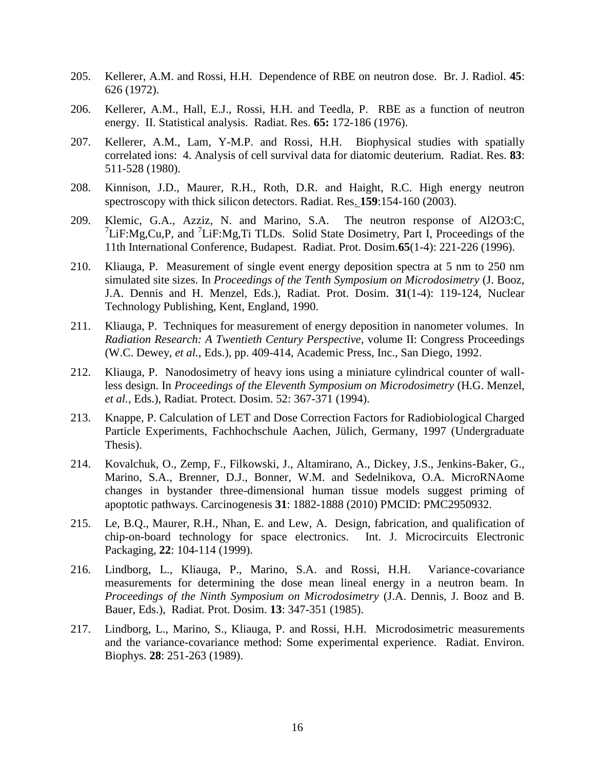205. Kellerer, A.M. and Rossi, H.H. Dependence of RBE on neutron dose. Br. J. Radiol. **45**: 626 (1972).

206. Kellerer, A.M., Hall, E.J., Rossi, H.H. and Teedla, P. RBE as a function of neutron energy. II. Statistical analysis. Radiat. Res. **65:** 172-186 (1976).

207. Kellerer, A.M., Lam, Y-M.P. and Rossi, H.H. Biophysical studies with spatially correlated ions: 4. Analysis of cell survival data for diatomic deuterium. Radiat. Res. **83**: 511-528 (1980).

208. Kinnison, J.D., Maurer, R.H., Roth, D.R. and Haight, R.C. High energy neutron spectroscopy with thick silicon detectors. Radiat. Res. **159**:154-160 (2003).

209. Klemic, G.A., Azziz, N. and Marino, S.A. The neutron response of Al2O3:C, $^{7}$LiF:Mg,Cu,P, and $^{7}$LiF:Mg,Ti TLDs. Solid State Dosimetry, Part I, Proceedings of the 11th International Conference, Budapest. Radiat. Prot. Dosim.**65**(1-4): 221-226 (1996).

210. Kliauga, P. Measurement of single event energy deposition spectra at 5 nm to 250 nm simulated site sizes. In *Proceedings of the Tenth Symposium on Microdosimetry* (J. Booz, J.A. Dennis and H. Menzel, Eds.), Radiat. Prot. Dosim. **31**(1-4): 119-124, Nuclear Technology Publishing, Kent, England, 1990.

211. Kliauga, P. Techniques for measurement of energy deposition in nanometer volumes. In *Radiation Research: A Twentieth Century Perspective*, volume II: Congress Proceedings (W.C. Dewey, *et al.*, Eds.), pp. 409-414, Academic Press, Inc., San Diego, 1992.

212. Kliauga, P. Nanodosimetry of heavy ions using a miniature cylindrical counter of wall-less design. In *Proceedings of the Eleventh Symposium on Microdosimetry* (H.G. Menzel, *et al.*, Eds.), Radiat. Protect. Dosim. 52: 367-371 (1994).

213. Knappe, P. Calculation of LET and Dose Correction Factors for Radiobiological Charged Particle Experiments, Fachhochschule Aachen, Jülich, Germany, 1997 (Undergraduate Thesis).

214. Kovalchuk, O., Zemp, F., Filkowski, J., Altamirano, A., Dickey, J.S., Jenkins-Baker, G., Marino, S.A., Brenner, D.J., Bonner, W.M. and Sedelnikova, O.A. MicroRNAome changes in bystander three-dimensional human tissue models suggest priming of apoptotic pathways. Carcinogenesis **31**: 1882-1888 (2010) PMCID: PMC2950932.

215. Le, B.Q., Maurer, R.H., Nhan, E. and Lew, A. Design, fabrication, and qualification of chip-on-board technology for space electronics. Int. J. Microcircuits Electronic Packaging, **22**: 104-114 (1999).

216. Lindborg, L., Kliauga, P., Marino, S.A. and Rossi, H.H. Variance-covariance measurements for determining the dose mean lineal energy in a neutron beam. In *Proceedings of the Ninth Symposium on Microdosimetry* (J.A. Dennis, J. Booz and B. Bauer, Eds.), Radiat. Prot. Dosim. **13**: 347-351 (1985).

217. Lindborg, L., Marino, S., Kliauga, P. and Rossi, H.H. Microdosimetric measurements and the variance-covariance method: Some experimental experience. Radiat. Environ. Biophys. **28**: 251-263 (1989).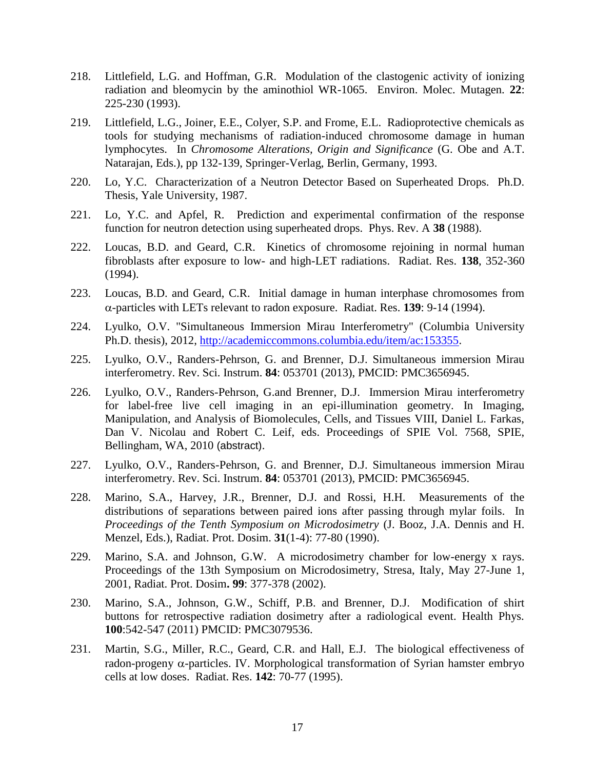218. Littlefield, L.G. and Hoffman, G.R. Modulation of the clastogenic activity of ionizing radiation and bleomycin by the aminothiol WR-1065. Environ. Molec. Mutagen. **22**: 225-230 (1993).

219. Littlefield, L.G., Joiner, E.E., Colyer, S.P. and Frome, E.L. Radioprotective chemicals as tools for studying mechanisms of radiation-induced chromosome damage in human lymphocytes. In *Chromosome Alterations, Origin and Significance* (G. Obe and A.T. Natarajan, Eds.), pp 132-139, Springer-Verlag, Berlin, Germany, 1993.

220. Lo, Y.C. Characterization of a Neutron Detector Based on Superheated Drops. Ph.D. Thesis, Yale University, 1987.

221. Lo, Y.C. and Apfel, R. Prediction and experimental confirmation of the response function for neutron detection using superheated drops. Phys. Rev. A **38** (1988).

222. Loucas, B.D. and Geard, C.R. Kinetics of chromosome rejoining in normal human fibroblasts after exposure to low- and high-LET radiations. Radiat. Res. **138**, 352-360 (1994).

223. Loucas, B.D. and Geard, C.R. Initial damage in human interphase chromosomes from $\alpha$-particles with LETs relevant to radon exposure. Radiat. Res. **139**: 9-14 (1994).

224. Lyulko, O.V. "Simultaneous Immersion Mirau Interferometry" (Columbia University Ph.D. thesis), 2012, http://academiccommons.columbia.edu/item/ac:153355.

225. Lyulko, O.V., Randers-Pehrson, G. and Brenner, D.J. Simultaneous immersion Mirau interferometry. Rev. Sci. Instrum. **84**: 053701 (2013), PMCID: PMC3656945.

226. Lyulko, O.V., Randers-Pehrson, G.and Brenner, D.J. Immersion Mirau interferometry for label-free live cell imaging in an epi-illumination geometry. In Imaging, Manipulation, and Analysis of Biomolecules, Cells, and Tissues VIII, Daniel L. Farkas, Dan V. Nicolau and Robert C. Leif, eds. Proceedings of SPIE Vol. 7568, SPIE, Bellingham, WA, 2010 (abstract).

227. Lyulko, O.V., Randers-Pehrson, G. and Brenner, D.J. Simultaneous immersion Mirau interferometry. Rev. Sci. Instrum. **84**: 053701 (2013), PMCID: PMC3656945.

228. Marino, S.A., Harvey, J.R., Brenner, D.J. and Rossi, H.H. Measurements of the distributions of separations between paired ions after passing through mylar foils. In *Proceedings of the Tenth Symposium on Microdosimetry* (J. Booz, J.A. Dennis and H. Menzel, Eds.), Radiat. Prot. Dosim. **31**(1-4): 77-80 (1990).

229. Marino, S.A. and Johnson, G.W. A microdosimetry chamber for low-energy x rays. Proceedings of the 13th Symposium on Microdosimetry, Stresa, Italy, May 27-June 1, 2001, Radiat. Prot. Dosim**.** **99**: 377-378 (2002).

230. Marino, S.A., Johnson, G.W., Schiff, P.B. and Brenner, D.J. Modification of shirt buttons for retrospective radiation dosimetry after a radiological event. Health Phys. **100**:542-547 (2011) PMCID: PMC3079536.

231. Martin, S.G., Miller, R.C., Geard, C.R. and Hall, E.J. The biological effectiveness of radon-progeny $\alpha$-particles. IV. Morphological transformation of Syrian hamster embryo cells at low doses. Radiat. Res. **142**: 70-77 (1995).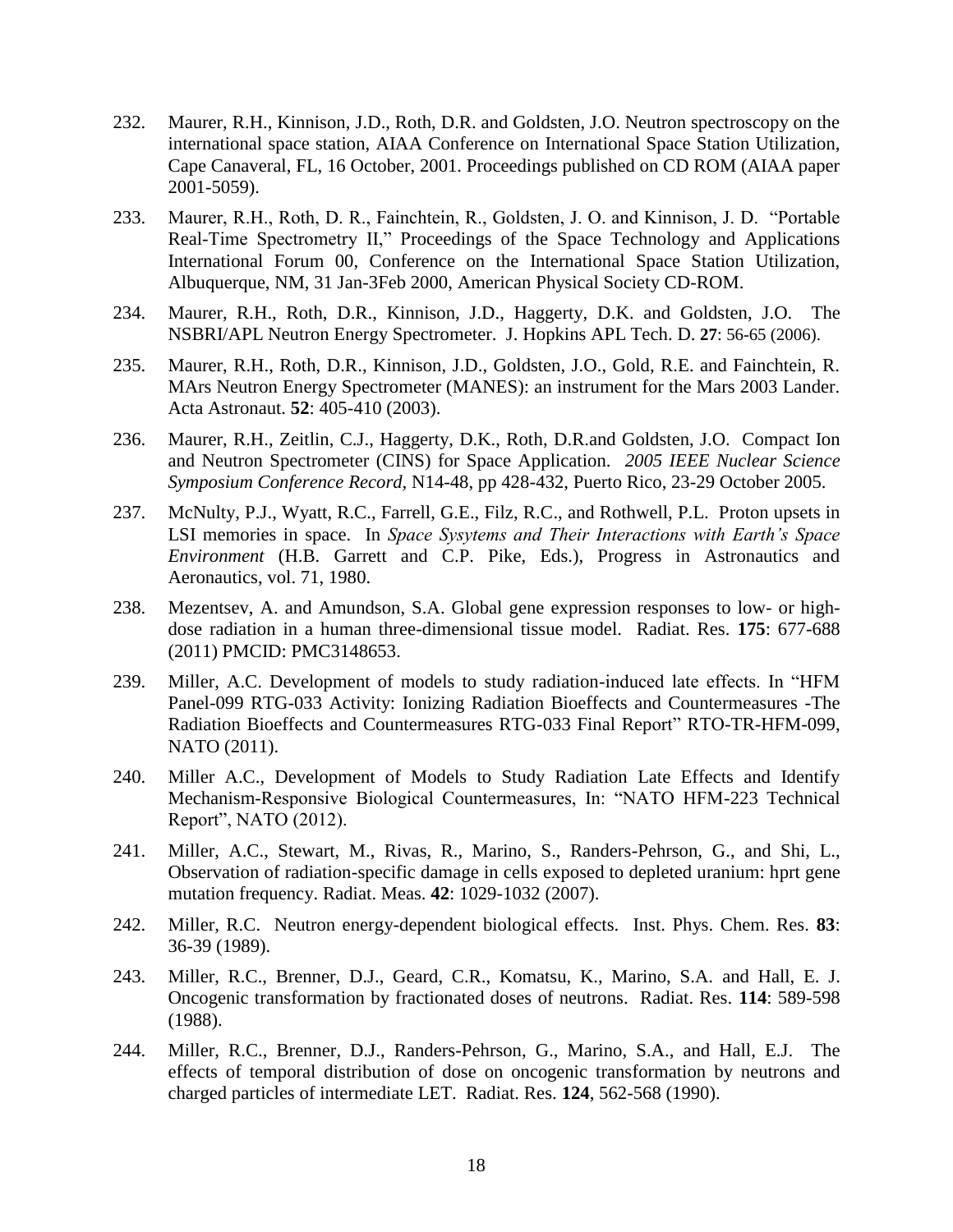232. Maurer, R.H., Kinnison, J.D., Roth, D.R. and Goldsten, J.O. Neutron spectroscopy on the international space station, AIAA Conference on International Space Station Utilization, Cape Canaveral, FL, 16 October, 2001. Proceedings published on CD ROM (AIAA paper 2001-5059).

233. Maurer, R.H., Roth, D. R., Fainchtein, R., Goldsten, J. O. and Kinnison, J. D. "Portable Real-Time Spectrometry II," Proceedings of the Space Technology and Applications International Forum 00, Conference on the International Space Station Utilization, Albuquerque, NM, 31 Jan-3Feb 2000, American Physical Society CD-ROM.

234. Maurer, R.H., Roth, D.R., Kinnison, J.D., Haggerty, D.K. and Goldsten, J.O. The NSBRI/APL Neutron Energy Spectrometer. J. Hopkins APL Tech. D. **27**: 56-65 (2006).

235. Maurer, R.H., Roth, D.R., Kinnison, J.D., Goldsten, J.O., Gold, R.E. and Fainchtein, R. MArs Neutron Energy Spectrometer (MANES): an instrument for the Mars 2003 Lander. Acta Astronaut. **52**: 405-410 (2003).

236. Maurer, R.H., Zeitlin, C.J., Haggerty, D.K., Roth, D.R.and Goldsten, J.O. Compact Ion and Neutron Spectrometer (CINS) for Space Application. *2005 IEEE Nuclear Science Symposium Conference Record,* N14-48, pp 428-432, Puerto Rico, 23-29 October 2005.

237. McNulty, P.J., Wyatt, R.C., Farrell, G.E., Filz, R.C., and Rothwell, P.L. Proton upsets in LSI memories in space. In *Space Sysytems and Their Interactions with Earth's Space Environment* (H.B. Garrett and C.P. Pike, Eds.), Progress in Astronautics and Aeronautics, vol. 71, 1980.

238. Mezentsev, A. and Amundson, S.A. Global gene expression responses to low- or high-dose radiation in a human three-dimensional tissue model. Radiat. Res. **175**: 677-688 (2011) PMCID: PMC3148653.

239. Miller, A.C. Development of models to study radiation-induced late effects. In "HFM Panel-099 RTG-033 Activity: Ionizing Radiation Bioeffects and Countermeasures -The Radiation Bioeffects and Countermeasures RTG-033 Final Report" RTO-TR-HFM-099, NATO (2011).

240. Miller A.C., Development of Models to Study Radiation Late Effects and Identify Mechanism-Responsive Biological Countermeasures, In: "NATO HFM-223 Technical Report", NATO (2012).

241. Miller, A.C., Stewart, M., Rivas, R., Marino, S., Randers-Pehrson, G., and Shi, L., Observation of radiation-specific damage in cells exposed to depleted uranium: hprt gene mutation frequency. Radiat. Meas. **42**: 1029-1032 (2007).

242. Miller, R.C. Neutron energy-dependent biological effects. Inst. Phys. Chem. Res. **83**: 36-39 (1989).

243. Miller, R.C., Brenner, D.J., Geard, C.R., Komatsu, K., Marino, S.A. and Hall, E. J. Oncogenic transformation by fractionated doses of neutrons. Radiat. Res. **114**: 589-598 (1988).

244. Miller, R.C., Brenner, D.J., Randers-Pehrson, G., Marino, S.A., and Hall, E.J. The effects of temporal distribution of dose on oncogenic transformation by neutrons and charged particles of intermediate LET. Radiat. Res. **124**, 562-568 (1990).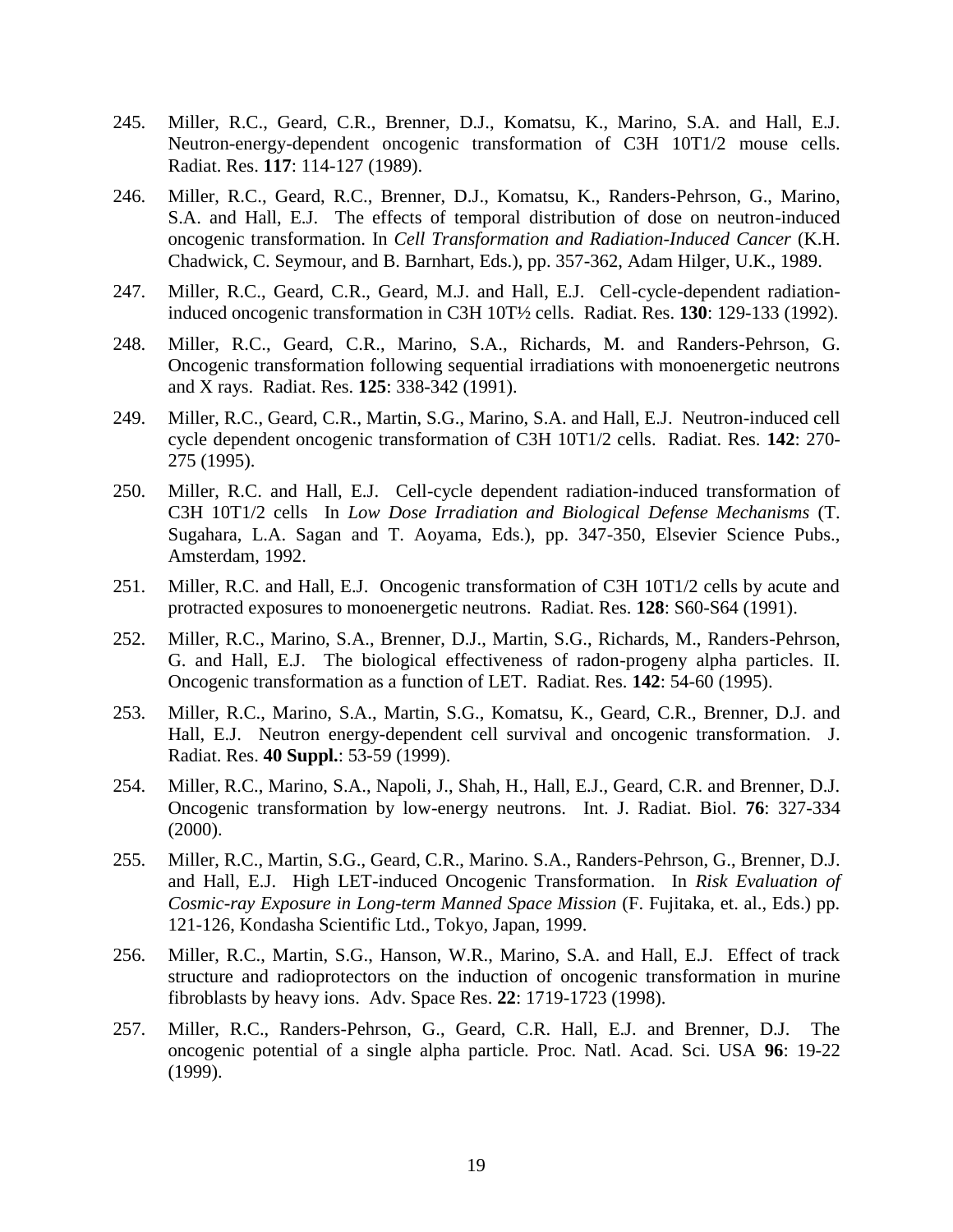245. Miller, R.C., Geard, C.R., Brenner, D.J., Komatsu, K., Marino, S.A. and Hall, E.J. Neutron-energy-dependent oncogenic transformation of C3H 10T1/2 mouse cells. Radiat. Res. **117**: 114-127 (1989).

246. Miller, R.C., Geard, R.C., Brenner, D.J., Komatsu, K., Randers-Pehrson, G., Marino, S.A. and Hall, E.J. The effects of temporal distribution of dose on neutron-induced oncogenic transformation. In *Cell Transformation and Radiation-Induced Cancer* (K.H. Chadwick, C. Seymour, and B. Barnhart, Eds.), pp. 357-362, Adam Hilger, U.K., 1989.

247. Miller, R.C., Geard, C.R., Geard, M.J. and Hall, E.J. Cell-cycle-dependent radiation-induced oncogenic transformation in C3H 10T½ cells. Radiat. Res. **130**: 129-133 (1992).

248. Miller, R.C., Geard, C.R., Marino, S.A., Richards, M. and Randers-Pehrson, G. Oncogenic transformation following sequential irradiations with monoenergetic neutrons and X rays. Radiat. Res. **125**: 338-342 (1991).

249. Miller, R.C., Geard, C.R., Martin, S.G., Marino, S.A. and Hall, E.J. Neutron-induced cell cycle dependent oncogenic transformation of C3H 10T1/2 cells. Radiat. Res. **142**: 270-275 (1995).

250. Miller, R.C. and Hall, E.J. Cell-cycle dependent radiation-induced transformation of C3H 10T1/2 cells In *Low Dose Irradiation and Biological Defense Mechanisms* (T. Sugahara, L.A. Sagan and T. Aoyama, Eds.), pp. 347-350, Elsevier Science Pubs., Amsterdam, 1992.

251. Miller, R.C. and Hall, E.J. Oncogenic transformation of C3H 10T1/2 cells by acute and protracted exposures to monoenergetic neutrons. Radiat. Res. **128**: S60-S64 (1991).

252. Miller, R.C., Marino, S.A., Brenner, D.J., Martin, S.G., Richards, M., Randers-Pehrson, G. and Hall, E.J. The biological effectiveness of radon-progeny alpha particles. II. Oncogenic transformation as a function of LET. Radiat. Res. **142**: 54-60 (1995).

253. Miller, R.C., Marino, S.A., Martin, S.G., Komatsu, K., Geard, C.R., Brenner, D.J. and Hall, E.J. Neutron energy-dependent cell survival and oncogenic transformation. J. Radiat. Res. **40 Suppl.**: 53-59 (1999).

254. Miller, R.C., Marino, S.A., Napoli, J., Shah, H., Hall, E.J., Geard, C.R. and Brenner, D.J. Oncogenic transformation by low-energy neutrons. Int. J. Radiat. Biol. **76**: 327-334 (2000).

255. Miller, R.C., Martin, S.G., Geard, C.R., Marino. S.A., Randers-Pehrson, G., Brenner, D.J. and Hall, E.J. High LET-induced Oncogenic Transformation. In *Risk Evaluation of Cosmic-ray Exposure in Long-term Manned Space Mission* (F. Fujitaka, et. al., Eds.) pp. 121-126, Kondasha Scientific Ltd., Tokyo, Japan, 1999.

256. Miller, R.C., Martin, S.G., Hanson, W.R., Marino, S.A. and Hall, E.J. Effect of track structure and radioprotectors on the induction of oncogenic transformation in murine fibroblasts by heavy ions. Adv. Space Res. **22**: 1719-1723 (1998).

257. Miller, R.C., Randers-Pehrson, G., Geard, C.R. Hall, E.J. and Brenner, D.J. The oncogenic potential of a single alpha particle. Proc. Natl. Acad. Sci. USA **96**: 19-22 (1999).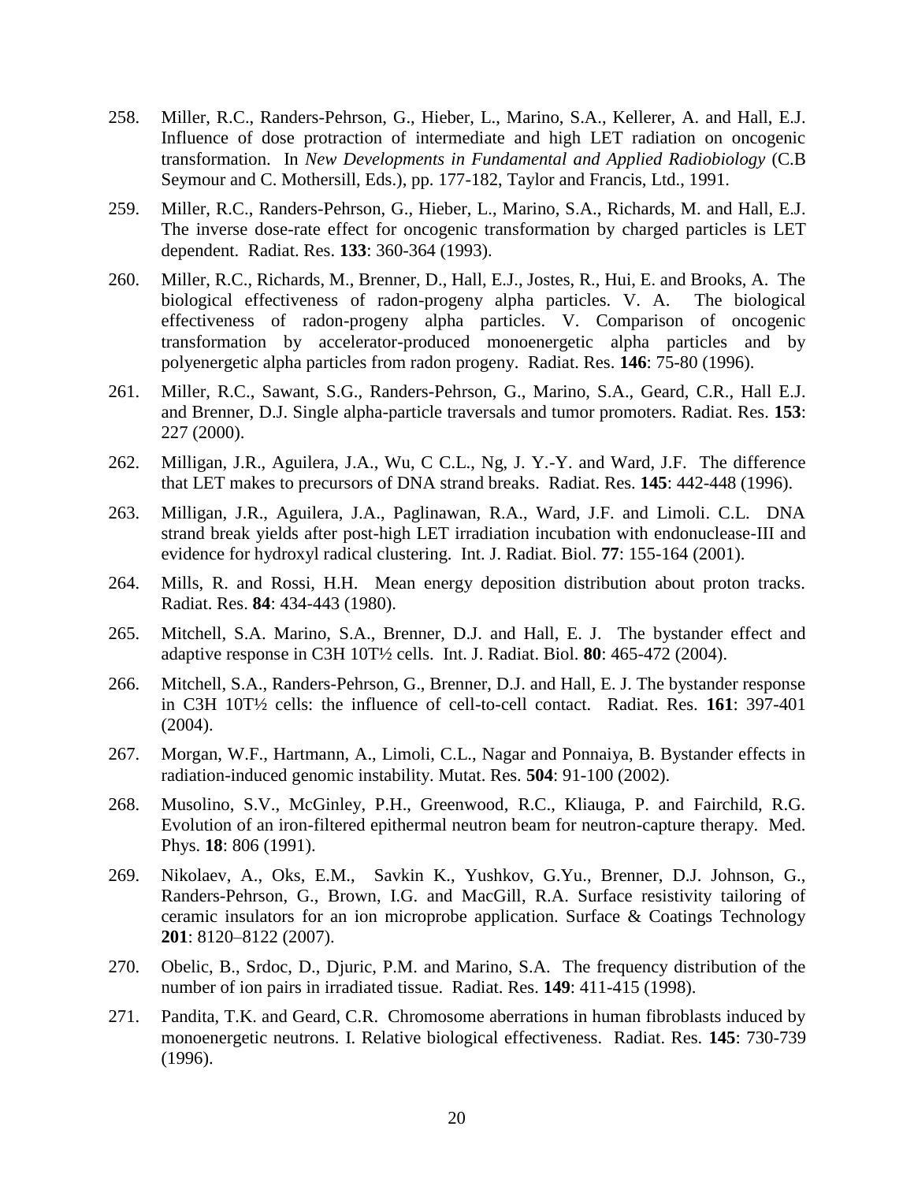258. Miller, R.C., Randers-Pehrson, G., Hieber, L., Marino, S.A., Kellerer, A. and Hall, E.J. Influence of dose protraction of intermediate and high LET radiation on oncogenic transformation. In *New Developments in Fundamental and Applied Radiobiology* (C.B Seymour and C. Mothersill, Eds.), pp. 177-182, Taylor and Francis, Ltd., 1991.

259. Miller, R.C., Randers-Pehrson, G., Hieber, L., Marino, S.A., Richards, M. and Hall, E.J. The inverse dose-rate effect for oncogenic transformation by charged particles is LET dependent. Radiat. Res. **133**: 360-364 (1993).

260. Miller, R.C., Richards, M., Brenner, D., Hall, E.J., Jostes, R., Hui, E. and Brooks, A. The biological effectiveness of radon-progeny alpha particles. V. A. The biological effectiveness of radon-progeny alpha particles. V. Comparison of oncogenic transformation by accelerator-produced monoenergetic alpha particles and by polyenergetic alpha particles from radon progeny. Radiat. Res. **146**: 75-80 (1996).

261. Miller, R.C., Sawant, S.G., Randers-Pehrson, G., Marino, S.A., Geard, C.R., Hall E.J. and Brenner, D.J. Single alpha-particle traversals and tumor promoters. Radiat. Res. **153**: 227 (2000).

262. Milligan, J.R., Aguilera, J.A., Wu, C C.L., Ng, J. Y.-Y. and Ward, J.F. The difference that LET makes to precursors of DNA strand breaks. Radiat. Res. **145**: 442-448 (1996).

263. Milligan, J.R., Aguilera, J.A., Paglinawan, R.A., Ward, J.F. and Limoli. C.L. DNA strand break yields after post-high LET irradiation incubation with endonuclease-III and evidence for hydroxyl radical clustering. Int. J. Radiat. Biol. **77**: 155-164 (2001).

264. Mills, R. and Rossi, H.H. Mean energy deposition distribution about proton tracks. Radiat. Res. **84**: 434-443 (1980).

265. Mitchell, S.A. Marino, S.A., Brenner, D.J. and Hall, E. J. The bystander effect and adaptive response in C3H 10T½ cells. Int. J. Radiat. Biol. **80**: 465-472 (2004).

266. Mitchell, S.A., Randers-Pehrson, G., Brenner, D.J. and Hall, E. J. The bystander response in C3H 10T½ cells: the influence of cell-to-cell contact. Radiat. Res. **161**: 397-401 (2004).

267. Morgan, W.F., Hartmann, A., Limoli, C.L., Nagar and Ponnaiya, B. Bystander effects in radiation-induced genomic instability. Mutat. Res. **504**: 91-100 (2002).

268. Musolino, S.V., McGinley, P.H., Greenwood, R.C., Kliauga, P. and Fairchild, R.G. Evolution of an iron-filtered epithermal neutron beam for neutron-capture therapy. Med. Phys. **18**: 806 (1991).

269. Nikolaev, A., Oks, E.M., Savkin K., Yushkov, G.Yu., Brenner, D.J. Johnson, G., Randers-Pehrson, G., Brown, I.G. and MacGill, R.A. Surface resistivity tailoring of ceramic insulators for an ion microprobe application. Surface & Coatings Technology **201**: 8120–8122 (2007).

270. Obelic, B., Srdoc, D., Djuric, P.M. and Marino, S.A. The frequency distribution of the number of ion pairs in irradiated tissue. Radiat. Res. **149**: 411-415 (1998).

271. Pandita, T.K. and Geard, C.R. Chromosome aberrations in human fibroblasts induced by monoenergetic neutrons. I. Relative biological effectiveness. Radiat. Res. **145**: 730-739 (1996).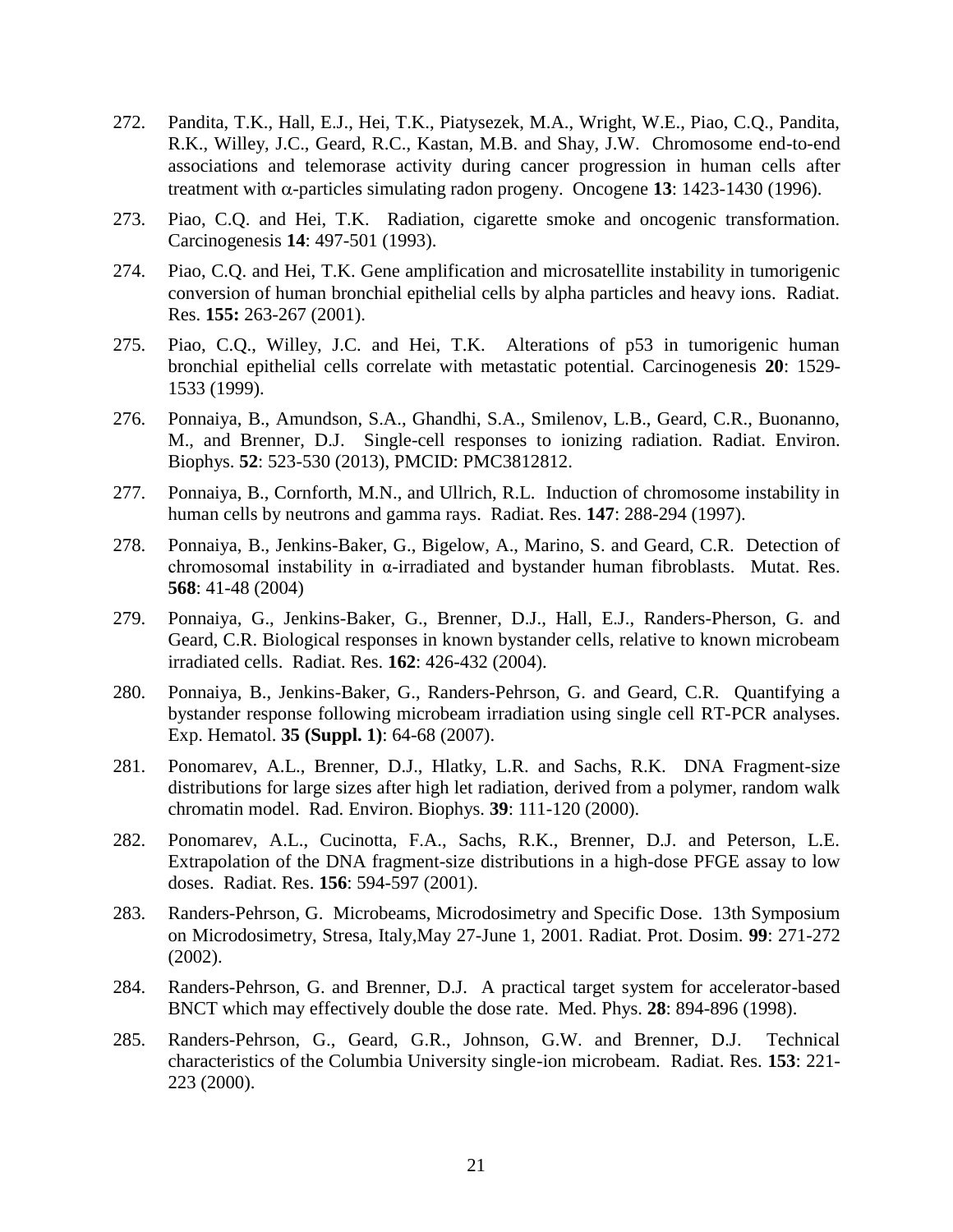272. Pandita, T.K., Hall, E.J., Hei, T.K., Piatysezek, M.A., Wright, W.E., Piao, C.Q., Pandita, R.K., Willey, J.C., Geard, R.C., Kastan, M.B. and Shay, J.W. Chromosome end-to-end associations and telemorase activity during cancer progression in human cells after treatment with $\alpha$-particles simulating radon progeny. Oncogene **13**: 1423-1430 (1996).

273. Piao, C.Q. and Hei, T.K. Radiation, cigarette smoke and oncogenic transformation. Carcinogenesis **14**: 497-501 (1993).

274. Piao, C.Q. and Hei, T.K. Gene amplification and microsatellite instability in tumorigenic conversion of human bronchial epithelial cells by alpha particles and heavy ions. Radiat. Res. **155:** 263-267 (2001).

275. Piao, C.Q., Willey, J.C. and Hei, T.K. Alterations of p53 in tumorigenic human bronchial epithelial cells correlate with metastatic potential. Carcinogenesis **20**: 1529-1533 (1999).

276. Ponnaiya, B., Amundson, S.A., Ghandhi, S.A., Smilenov, L.B., Geard, C.R., Buonanno, M., and Brenner, D.J. Single-cell responses to ionizing radiation. Radiat. Environ. Biophys. **52**: 523-530 (2013), PMCID: PMC3812812.

277. Ponnaiya, B., Cornforth, M.N., and Ullrich, R.L. Induction of chromosome instability in human cells by neutrons and gamma rays. Radiat. Res. **147**: 288-294 (1997).

278. Ponnaiya, B., Jenkins-Baker, G., Bigelow, A., Marino, S. and Geard, C.R. Detection of chromosomal instability in α-irradiated and bystander human fibroblasts. Mutat. Res. **568**: 41-48 (2004)

279. Ponnaiya, G., Jenkins-Baker, G., Brenner, D.J., Hall, E.J., Randers-Pherson, G. and Geard, C.R. Biological responses in known bystander cells, relative to known microbeam irradiated cells. Radiat. Res. **162**: 426-432 (2004).

280. Ponnaiya, B., Jenkins-Baker, G., Randers-Pehrson, G. and Geard, C.R. Quantifying a bystander response following microbeam irradiation using single cell RT-PCR analyses. Exp. Hematol. **35 (Suppl. 1)**: 64-68 (2007).

281. Ponomarev, A.L., Brenner, D.J., Hlatky, L.R. and Sachs, R.K. DNA Fragment-size distributions for large sizes after high let radiation, derived from a polymer, random walk chromatin model. Rad. Environ. Biophys. **39**: 111-120 (2000).

282. Ponomarev, A.L., Cucinotta, F.A., Sachs, R.K., Brenner, D.J. and Peterson, L.E. Extrapolation of the DNA fragment-size distributions in a high-dose PFGE assay to low doses. Radiat. Res. **156**: 594-597 (2001).

283. Randers-Pehrson, G. Microbeams, Microdosimetry and Specific Dose. 13th Symposium on Microdosimetry, Stresa, Italy,May 27-June 1, 2001. Radiat. Prot. Dosim. **99**: 271-272 (2002).

284. Randers-Pehrson, G. and Brenner, D.J. A practical target system for accelerator-based BNCT which may effectively double the dose rate. Med. Phys. **28**: 894-896 (1998).

285. Randers-Pehrson, G., Geard, G.R., Johnson, G.W. and Brenner, D.J. Technical characteristics of the Columbia University single-ion microbeam. Radiat. Res. **153**: 221-223 (2000).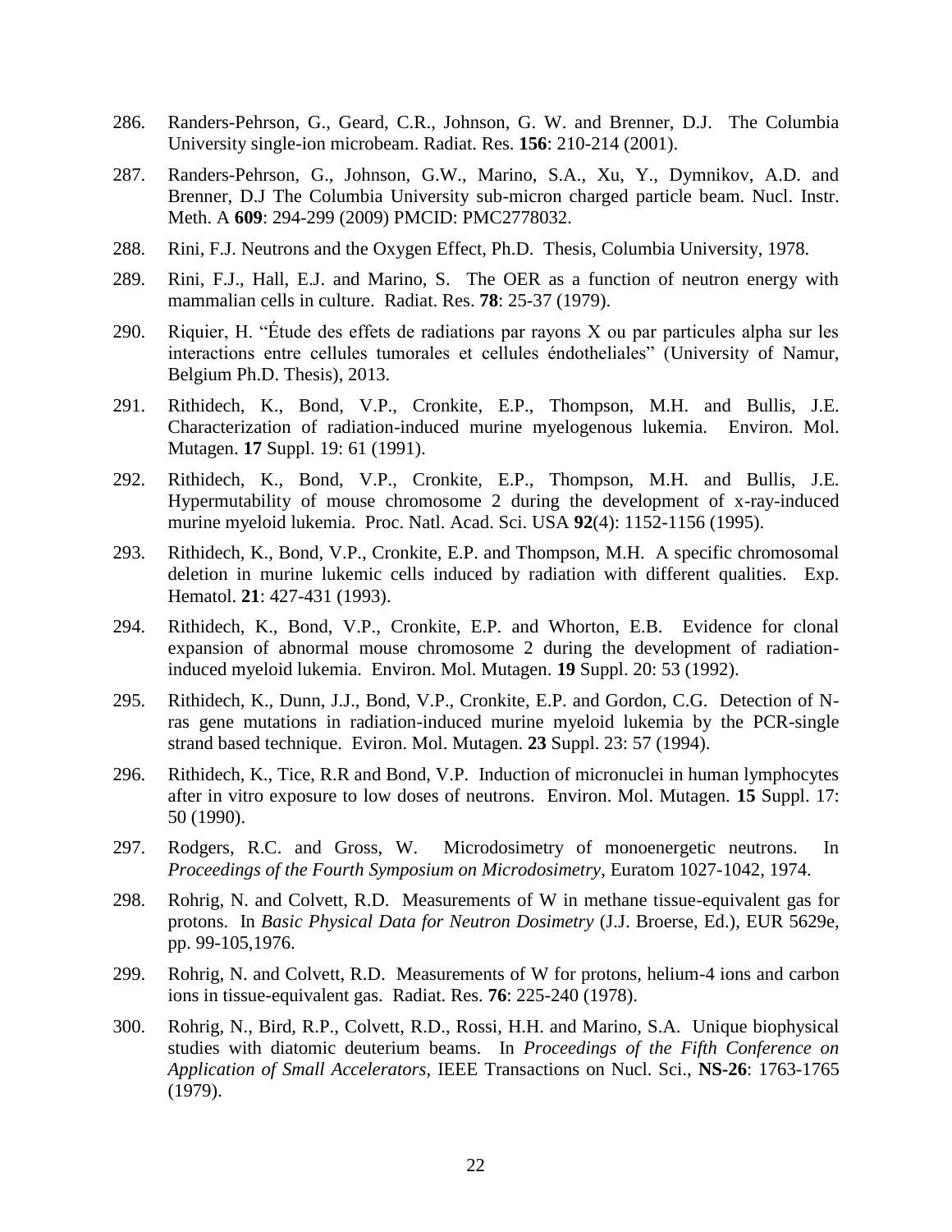286. Randers-Pehrson, G., Geard, C.R., Johnson, G. W. and Brenner, D.J. The Columbia University single-ion microbeam. Radiat. Res. **156**: 210-214 (2001).

287. Randers-Pehrson, G., Johnson, G.W., Marino, S.A., Xu, Y., Dymnikov, A.D. and Brenner, D.J The Columbia University sub-micron charged particle beam. Nucl. Instr. Meth. A **609**: 294-299 (2009) PMCID: PMC2778032.

288. Rini, F.J. Neutrons and the Oxygen Effect, Ph.D. Thesis, Columbia University, 1978.

289. Rini, F.J., Hall, E.J. and Marino, S. The OER as a function of neutron energy with mammalian cells in culture. Radiat. Res. **78**: 25-37 (1979).

290. Riquier, H. "Étude des effets de radiations par rayons X ou par particules alpha sur les interactions entre cellules tumorales et cellules éndotheliales" (University of Namur, Belgium Ph.D. Thesis), 2013.

291. Rithidech, K., Bond, V.P., Cronkite, E.P., Thompson, M.H. and Bullis, J.E. Characterization of radiation-induced murine myelogenous lukemia. Environ. Mol. Mutagen. **17** Suppl. 19: 61 (1991).

292. Rithidech, K., Bond, V.P., Cronkite, E.P., Thompson, M.H. and Bullis, J.E. Hypermutability of mouse chromosome 2 during the development of x-ray-induced murine myeloid lukemia. Proc. Natl. Acad. Sci. USA **92**(4): 1152-1156 (1995).

293. Rithidech, K., Bond, V.P., Cronkite, E.P. and Thompson, M.H. A specific chromosomal deletion in murine lukemic cells induced by radiation with different qualities. Exp. Hematol. **21**: 427-431 (1993).

294. Rithidech, K., Bond, V.P., Cronkite, E.P. and Whorton, E.B. Evidence for clonal expansion of abnormal mouse chromosome 2 during the development of radiation-induced myeloid lukemia. Environ. Mol. Mutagen. **19** Suppl. 20: 53 (1992).

295. Rithidech, K., Dunn, J.J., Bond, V.P., Cronkite, E.P. and Gordon, C.G. Detection of N-ras gene mutations in radiation-induced murine myeloid lukemia by the PCR-single strand based technique. Eviron. Mol. Mutagen. **23** Suppl. 23: 57 (1994).

296. Rithidech, K., Tice, R.R and Bond, V.P. Induction of micronuclei in human lymphocytes after in vitro exposure to low doses of neutrons. Environ. Mol. Mutagen. **15** Suppl. 17: 50 (1990).

297. Rodgers, R.C. and Gross, W. Microdosimetry of monoenergetic neutrons. In *Proceedings of the Fourth Symposium on Microdosimetry*, Euratom 1027-1042, 1974.

298. Rohrig, N. and Colvett, R.D. Measurements of W in methane tissue-equivalent gas for protons. In *Basic Physical Data for Neutron Dosimetry* (J.J. Broerse, Ed.), EUR 5629e, pp. 99-105,1976.

299. Rohrig, N. and Colvett, R.D. Measurements of W for protons, helium-4 ions and carbon ions in tissue-equivalent gas. Radiat. Res. **76**: 225-240 (1978).

300. Rohrig, N., Bird, R.P., Colvett, R.D., Rossi, H.H. and Marino, S.A. Unique biophysical studies with diatomic deuterium beams. In *Proceedings of the Fifth Conference on Application of Small Accelerators*, IEEE Transactions on Nucl. Sci., **NS-26**: 1763-1765 (1979).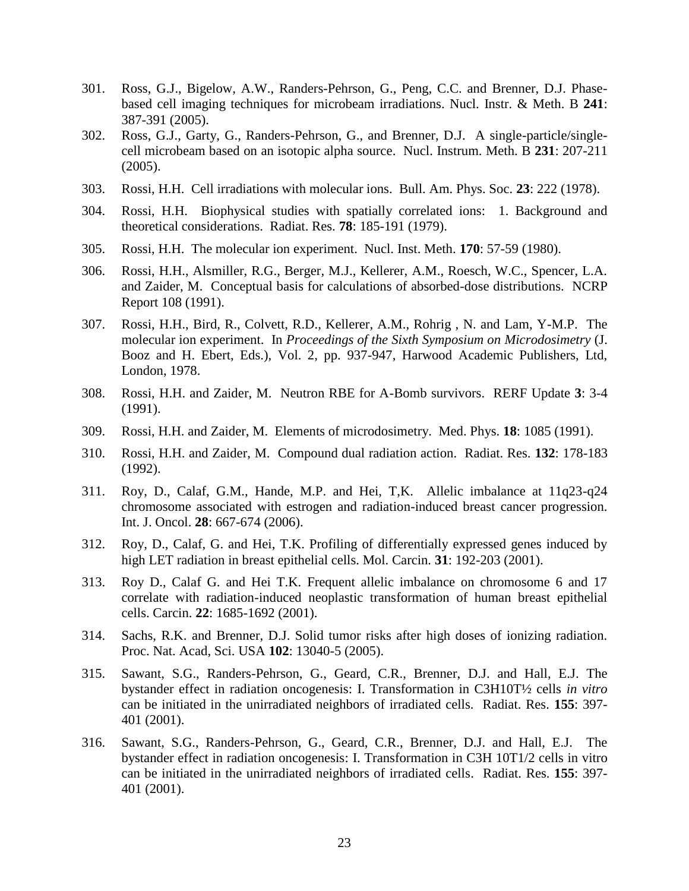301. Ross, G.J., Bigelow, A.W., Randers-Pehrson, G., Peng, C.C. and Brenner, D.J. Phase-based cell imaging techniques for microbeam irradiations. Nucl. Instr. & Meth. B **241**: 387-391 (2005).

302. Ross, G.J., Garty, G., Randers-Pehrson, G., and Brenner, D.J. A single-particle/single-cell microbeam based on an isotopic alpha source. Nucl. Instrum. Meth. B **231**: 207-211 (2005).

303. Rossi, H.H. Cell irradiations with molecular ions. Bull. Am. Phys. Soc. **23**: 222 (1978).

304. Rossi, H.H. Biophysical studies with spatially correlated ions: 1. Background and theoretical considerations. Radiat. Res. **78**: 185-191 (1979).

305. Rossi, H.H. The molecular ion experiment. Nucl. Inst. Meth. **170**: 57-59 (1980).

306. Rossi, H.H., Alsmiller, R.G., Berger, M.J., Kellerer, A.M., Roesch, W.C., Spencer, L.A. and Zaider, M. Conceptual basis for calculations of absorbed-dose distributions. NCRP Report 108 (1991).

307. Rossi, H.H., Bird, R., Colvett, R.D., Kellerer, A.M., Rohrig , N. and Lam, Y-M.P. The molecular ion experiment. In *Proceedings of the Sixth Symposium on Microdosimetry* (J. Booz and H. Ebert, Eds.), Vol. 2, pp. 937-947, Harwood Academic Publishers, Ltd, London, 1978.

308. Rossi, H.H. and Zaider, M. Neutron RBE for A-Bomb survivors. RERF Update **3**: 3-4 (1991).

309. Rossi, H.H. and Zaider, M. Elements of microdosimetry. Med. Phys. **18**: 1085 (1991).

310. Rossi, H.H. and Zaider, M. Compound dual radiation action. Radiat. Res. **132**: 178-183 (1992).

311. Roy, D., Calaf, G.M., Hande, M.P. and Hei, T,K. Allelic imbalance at 11q23-q24 chromosome associated with estrogen and radiation-induced breast cancer progression. Int. J. Oncol. **28**: 667-674 (2006).

312. Roy, D., Calaf, G. and Hei, T.K. Profiling of differentially expressed genes induced by high LET radiation in breast epithelial cells. Mol. Carcin. **31**: 192-203 (2001).

313. Roy D., Calaf G. and Hei T.K. Frequent allelic imbalance on chromosome 6 and 17 correlate with radiation-induced neoplastic transformation of human breast epithelial cells. Carcin. **22**: 1685-1692 (2001).

314. Sachs, R.K. and Brenner, D.J. Solid tumor risks after high doses of ionizing radiation. Proc. Nat. Acad, Sci. USA **102**: 13040-5 (2005).

315. Sawant, S.G., Randers-Pehrson, G., Geard, C.R., Brenner, D.J. and Hall, E.J. The bystander effect in radiation oncogenesis: I. Transformation in C3H10T½ cells *in vitro* can be initiated in the unirradiated neighbors of irradiated cells. Radiat. Res. **155**: 397-401 (2001).

316. Sawant, S.G., Randers-Pehrson, G., Geard, C.R., Brenner, D.J. and Hall, E.J. The bystander effect in radiation oncogenesis: I. Transformation in C3H 10T1/2 cells in vitro can be initiated in the unirradiated neighbors of irradiated cells. Radiat. Res. **155**: 397-401 (2001).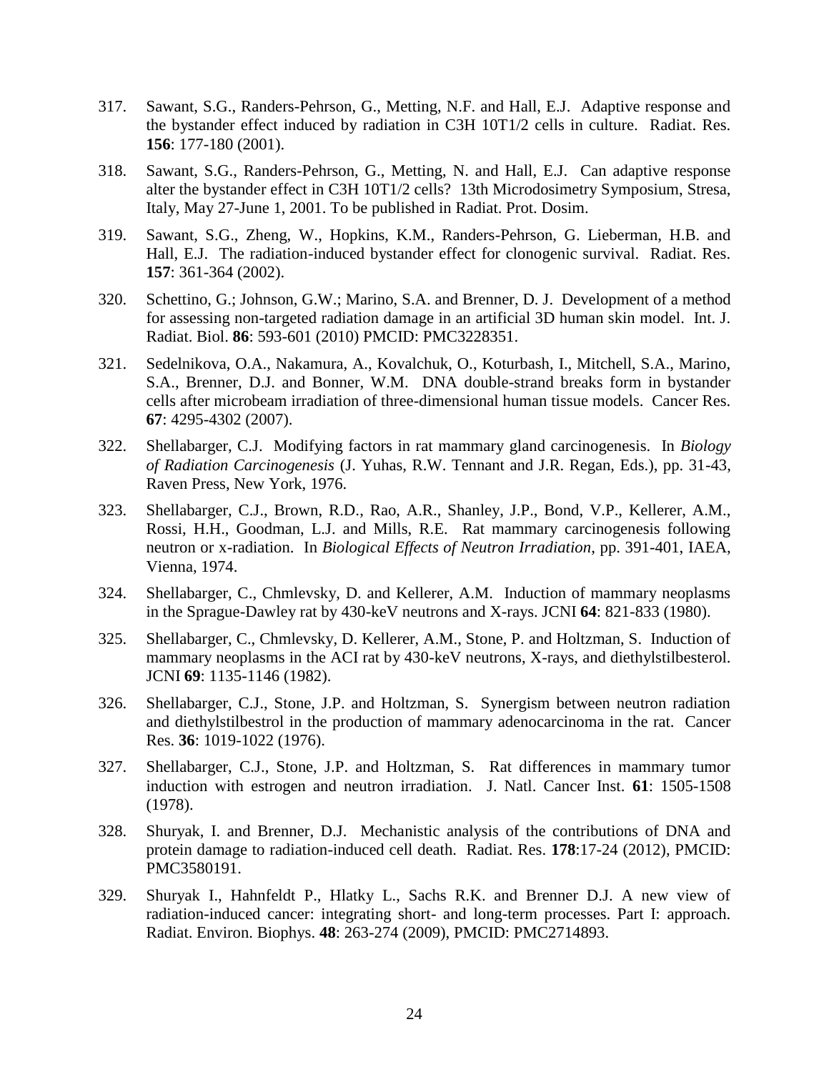317. Sawant, S.G., Randers-Pehrson, G., Metting, N.F. and Hall, E.J. Adaptive response and the bystander effect induced by radiation in C3H 10T1/2 cells in culture. Radiat. Res. **156**: 177-180 (2001).

318. Sawant, S.G., Randers-Pehrson, G., Metting, N. and Hall, E.J. Can adaptive response alter the bystander effect in C3H 10T1/2 cells? 13th Microdosimetry Symposium, Stresa, Italy, May 27-June 1, 2001. To be published in Radiat. Prot. Dosim.

319. Sawant, S.G., Zheng, W., Hopkins, K.M., Randers-Pehrson, G. Lieberman, H.B. and Hall, E.J. The radiation-induced bystander effect for clonogenic survival. Radiat. Res. **157**: 361-364 (2002).

320. Schettino, G.; Johnson, G.W.; Marino, S.A. and Brenner, D. J. Development of a method for assessing non-targeted radiation damage in an artificial 3D human skin model. Int. J. Radiat. Biol. **86**: 593-601 (2010) PMCID: PMC3228351.

321. Sedelnikova, O.A., Nakamura, A., Kovalchuk, O., Koturbash, I., Mitchell, S.A., Marino, S.A., Brenner, D.J. and Bonner, W.M. DNA double-strand breaks form in bystander cells after microbeam irradiation of three-dimensional human tissue models. Cancer Res. **67**: 4295-4302 (2007).

322. Shellabarger, C.J. Modifying factors in rat mammary gland carcinogenesis. In *Biology of Radiation Carcinogenesis* (J. Yuhas, R.W. Tennant and J.R. Regan, Eds.), pp. 31-43, Raven Press, New York, 1976.

323. Shellabarger, C.J., Brown, R.D., Rao, A.R., Shanley, J.P., Bond, V.P., Kellerer, A.M., Rossi, H.H., Goodman, L.J. and Mills, R.E. Rat mammary carcinogenesis following neutron or x-radiation. In *Biological Effects of Neutron Irradiation*, pp. 391-401, IAEA, Vienna, 1974.

324. Shellabarger, C., Chmlevsky, D. and Kellerer, A.M. Induction of mammary neoplasms in the Sprague-Dawley rat by 430-keV neutrons and X-rays. JCNI **64**: 821-833 (1980).

325. Shellabarger, C., Chmlevsky, D. Kellerer, A.M., Stone, P. and Holtzman, S. Induction of mammary neoplasms in the ACI rat by 430-keV neutrons, X-rays, and diethylstilbesterol. JCNI **69**: 1135-1146 (1982).

326. Shellabarger, C.J., Stone, J.P. and Holtzman, S. Synergism between neutron radiation and diethylstilbestrol in the production of mammary adenocarcinoma in the rat. Cancer Res. **36**: 1019-1022 (1976).

327. Shellabarger, C.J., Stone, J.P. and Holtzman, S. Rat differences in mammary tumor induction with estrogen and neutron irradiation. J. Natl. Cancer Inst. **61**: 1505-1508 (1978).

328. Shuryak, I. and Brenner, D.J. Mechanistic analysis of the contributions of DNA and protein damage to radiation-induced cell death. Radiat. Res. **178**:17-24 (2012), PMCID: PMC3580191.

329. Shuryak I., Hahnfeldt P., Hlatky L., Sachs R.K. and Brenner D.J. A new view of radiation-induced cancer: integrating short- and long-term processes. Part I: approach. Radiat. Environ. Biophys. **48**: 263-274 (2009), PMCID: PMC2714893.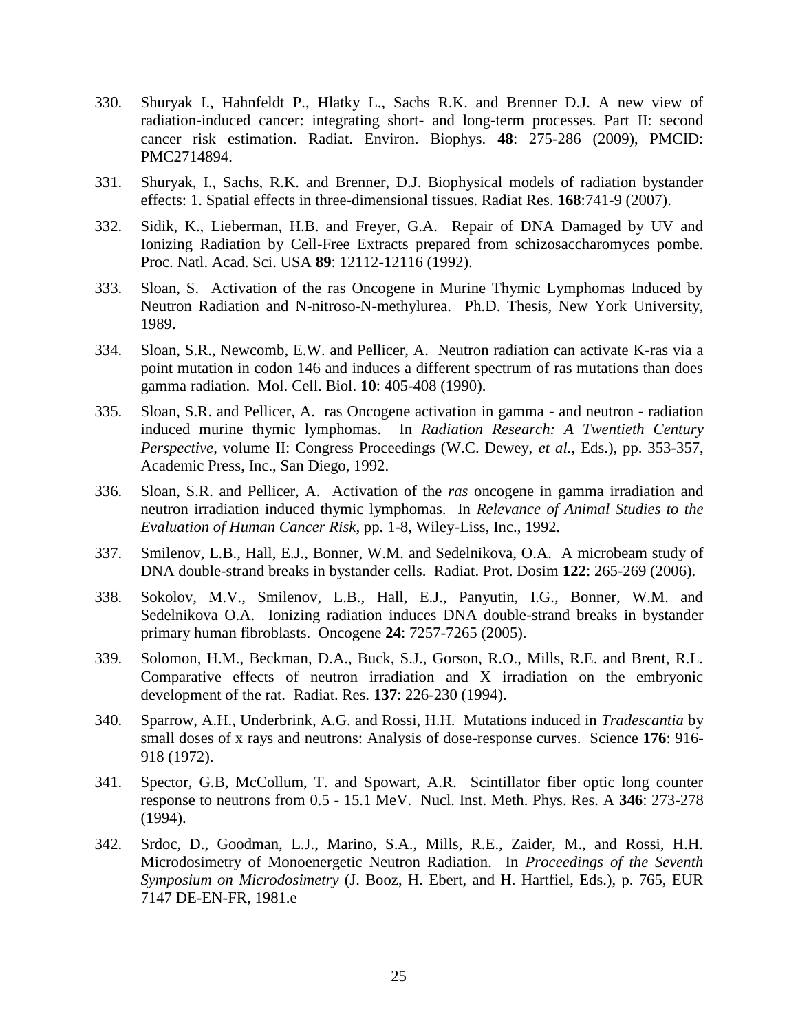330. Shuryak I., Hahnfeldt P., Hlatky L., Sachs R.K. and Brenner D.J. A new view of radiation-induced cancer: integrating short- and long-term processes. Part II: second cancer risk estimation. Radiat. Environ. Biophys. **48**: 275-286 (2009), PMCID: PMC2714894.

331. Shuryak, I., Sachs, R.K. and Brenner, D.J. Biophysical models of radiation bystander effects: 1. Spatial effects in three-dimensional tissues. Radiat Res. **168**:741-9 (2007).

332. Sidik, K., Lieberman, H.B. and Freyer, G.A. Repair of DNA Damaged by UV and Ionizing Radiation by Cell-Free Extracts prepared from schizosaccharomyces pombe. Proc. Natl. Acad. Sci. USA **89**: 12112-12116 (1992).

333. Sloan, S. Activation of the ras Oncogene in Murine Thymic Lymphomas Induced by Neutron Radiation and N-nitroso-N-methylurea. Ph.D. Thesis, New York University, 1989.

334. Sloan, S.R., Newcomb, E.W. and Pellicer, A. Neutron radiation can activate K-ras via a point mutation in codon 146 and induces a different spectrum of ras mutations than does gamma radiation. Mol. Cell. Biol. **10**: 405-408 (1990).

335. Sloan, S.R. and Pellicer, A. ras Oncogene activation in gamma - and neutron - radiation induced murine thymic lymphomas. In *Radiation Research: A Twentieth Century Perspective*, volume II: Congress Proceedings (W.C. Dewey, *et al.*, Eds.), pp. 353-357, Academic Press, Inc., San Diego, 1992.

336. Sloan, S.R. and Pellicer, A. Activation of the *ras* oncogene in gamma irradiation and neutron irradiation induced thymic lymphomas. In *Relevance of Animal Studies to the Evaluation of Human Cancer Risk*, pp. 1-8, Wiley-Liss, Inc., 1992.

337. Smilenov, L.B., Hall, E.J., Bonner, W.M. and Sedelnikova, O.A. A microbeam study of DNA double-strand breaks in bystander cells. Radiat. Prot. Dosim **122**: 265-269 (2006).

338. Sokolov, M.V., Smilenov, L.B., Hall, E.J., Panyutin, I.G., Bonner, W.M. and Sedelnikova O.A. Ionizing radiation induces DNA double-strand breaks in bystander primary human fibroblasts. Oncogene **24**: 7257-7265 (2005).

339. Solomon, H.M., Beckman, D.A., Buck, S.J., Gorson, R.O., Mills, R.E. and Brent, R.L. Comparative effects of neutron irradiation and X irradiation on the embryonic development of the rat. Radiat. Res. **137**: 226-230 (1994).

340. Sparrow, A.H., Underbrink, A.G. and Rossi, H.H. Mutations induced in *Tradescantia* by small doses of x rays and neutrons: Analysis of dose-response curves. Science **176**: 916-918 (1972).

341. Spector, G.B, McCollum, T. and Spowart, A.R. Scintillator fiber optic long counter response to neutrons from 0.5 - 15.1 MeV. Nucl. Inst. Meth. Phys. Res. A **346**: 273-278 (1994).

342. Srdoc, D., Goodman, L.J., Marino, S.A., Mills, R.E., Zaider, M., and Rossi, H.H. Microdosimetry of Monoenergetic Neutron Radiation. In *Proceedings of the Seventh Symposium on Microdosimetry* (J. Booz, H. Ebert, and H. Hartfiel, Eds.), p. 765, EUR 7147 DE-EN-FR, 1981.e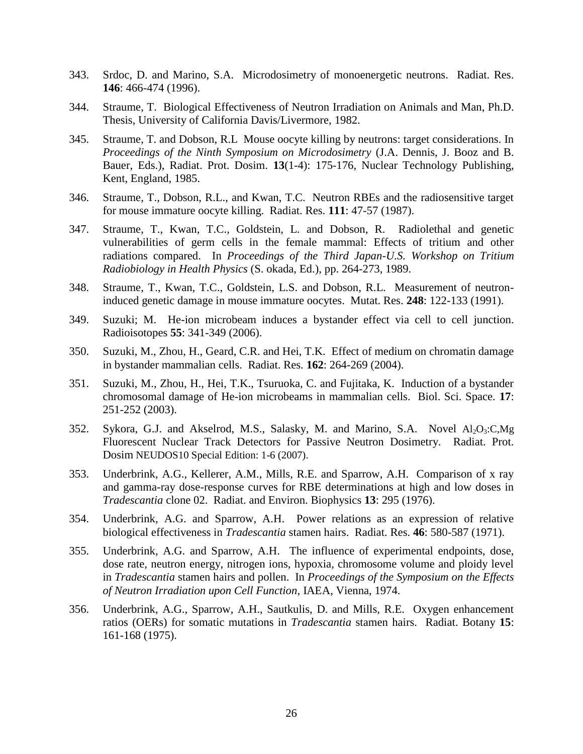343. Srdoc, D. and Marino, S.A. Microdosimetry of monoenergetic neutrons. Radiat. Res. **146**: 466-474 (1996).

344. Straume, T. Biological Effectiveness of Neutron Irradiation on Animals and Man, Ph.D. Thesis, University of California Davis/Livermore, 1982.

345. Straume, T. and Dobson, R.L Mouse oocyte killing by neutrons: target considerations. In *Proceedings of the Ninth Symposium on Microdosimetry* (J.A. Dennis, J. Booz and B. Bauer, Eds.), Radiat. Prot. Dosim. **13**(1-4): 175-176, Nuclear Technology Publishing, Kent, England, 1985.

346. Straume, T., Dobson, R.L., and Kwan, T.C. Neutron RBEs and the radiosensitive target for mouse immature oocyte killing. Radiat. Res. **111**: 47-57 (1987).

347. Straume, T., Kwan, T.C., Goldstein, L. and Dobson, R. Radiolethal and genetic vulnerabilities of germ cells in the female mammal: Effects of tritium and other radiations compared. In *Proceedings of the Third Japan-U.S. Workshop on Tritium Radiobiology in Health Physics* (S. okada, Ed.), pp. 264-273, 1989.

348. Straume, T., Kwan, T.C., Goldstein, L.S. and Dobson, R.L. Measurement of neutron-induced genetic damage in mouse immature oocytes. Mutat. Res. **248**: 122-133 (1991).

349. Suzuki; M. He-ion microbeam induces a bystander effect via cell to cell junction. Radioisotopes **55**: 341-349 (2006).

350. Suzuki, M., Zhou, H., Geard, C.R. and Hei, T.K. Effect of medium on chromatin damage in bystander mammalian cells. Radiat. Res. **162**: 264-269 (2004).

351. Suzuki, M., Zhou, H., Hei, T.K., Tsuruoka, C. and Fujitaka, K. Induction of a bystander chromosomal damage of He-ion microbeams in mammalian cells. Biol. Sci. Space. **17**: 251-252 (2003).

352. Sykora, G.J. and Akselrod, M.S., Salasky, M. and Marino, S.A. Novel $Al_2O_3$:C,Mg Fluorescent Nuclear Track Detectors for Passive Neutron Dosimetry. Radiat. Prot. Dosim NEUDOS10 Special Edition: 1-6 (2007).

353. Underbrink, A.G., Kellerer, A.M., Mills, R.E. and Sparrow, A.H. Comparison of x ray and gamma-ray dose-response curves for RBE determinations at high and low doses in *Tradescantia* clone 02. Radiat. and Environ. Biophysics **13**: 295 (1976).

354. Underbrink, A.G. and Sparrow, A.H. Power relations as an expression of relative biological effectiveness in *Tradescantia* stamen hairs. Radiat. Res. **46**: 580-587 (1971).

355. Underbrink, A.G. and Sparrow, A.H. The influence of experimental endpoints, dose, dose rate, neutron energy, nitrogen ions, hypoxia, chromosome volume and ploidy level in *Tradescantia* stamen hairs and pollen. In *Proceedings of the Symposium on the Effects of Neutron Irradiation upon Cell Function*, IAEA, Vienna, 1974.

356. Underbrink, A.G., Sparrow, A.H., Sautkulis, D. and Mills, R.E. Oxygen enhancement ratios (OERs) for somatic mutations in *Tradescantia* stamen hairs. Radiat. Botany **15**: 161-168 (1975).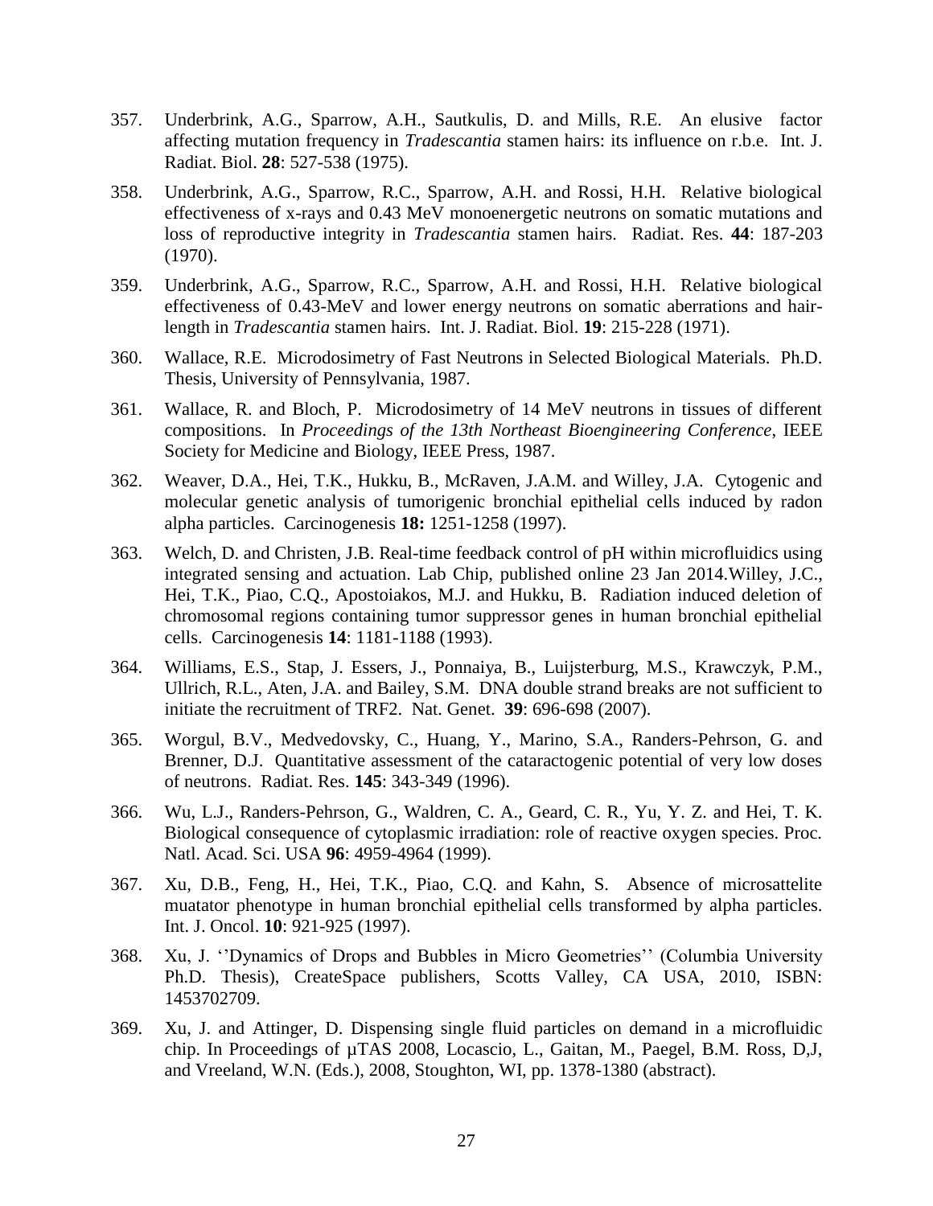357. Underbrink, A.G., Sparrow, A.H., Sautkulis, D. and Mills, R.E. An elusive factor affecting mutation frequency in *Tradescantia* stamen hairs: its influence on r.b.e. Int. J. Radiat. Biol. **28**: 527-538 (1975).

358. Underbrink, A.G., Sparrow, R.C., Sparrow, A.H. and Rossi, H.H. Relative biological effectiveness of x-rays and 0.43 MeV monoenergetic neutrons on somatic mutations and loss of reproductive integrity in *Tradescantia* stamen hairs. Radiat. Res. **44**: 187-203 (1970).

359. Underbrink, A.G., Sparrow, R.C., Sparrow, A.H. and Rossi, H.H. Relative biological effectiveness of 0.43-MeV and lower energy neutrons on somatic aberrations and hair-length in *Tradescantia* stamen hairs. Int. J. Radiat. Biol. **19**: 215-228 (1971).

360. Wallace, R.E. Microdosimetry of Fast Neutrons in Selected Biological Materials. Ph.D. Thesis, University of Pennsylvania, 1987.

361. Wallace, R. and Bloch, P. Microdosimetry of 14 MeV neutrons in tissues of different compositions. In *Proceedings of the 13th Northeast Bioengineering Conference*, IEEE Society for Medicine and Biology, IEEE Press, 1987.

362. Weaver, D.A., Hei, T.K., Hukku, B., McRaven, J.A.M. and Willey, J.A. Cytogenic and molecular genetic analysis of tumorigenic bronchial epithelial cells induced by radon alpha particles. Carcinogenesis **18:** 1251-1258 (1997).

363. Welch, D. and Christen, J.B. Real-time feedback control of pH within microfluidics using integrated sensing and actuation. Lab Chip, published online 23 Jan 2014.Willey, J.C., Hei, T.K., Piao, C.Q., Apostoiakos, M.J. and Hukku, B. Radiation induced deletion of chromosomal regions containing tumor suppressor genes in human bronchial epithelial cells. Carcinogenesis **14**: 1181-1188 (1993).

364. Williams, E.S., Stap, J. Essers, J., Ponnaiya, B., Luijsterburg, M.S., Krawczyk, P.M., Ullrich, R.L., Aten, J.A. and Bailey, S.M. DNA double strand breaks are not sufficient to initiate the recruitment of TRF2. Nat. Genet. **39**: 696-698 (2007).

365. Worgul, B.V., Medvedovsky, C., Huang, Y., Marino, S.A., Randers-Pehrson, G. and Brenner, D.J. Quantitative assessment of the cataractogenic potential of very low doses of neutrons. Radiat. Res. **145**: 343-349 (1996).

366. Wu, L.J., Randers-Pehrson, G., Waldren, C. A., Geard, C. R., Yu, Y. Z. and Hei, T. K. Biological consequence of cytoplasmic irradiation: role of reactive oxygen species. Proc. Natl. Acad. Sci. USA **96**: 4959-4964 (1999).

367. Xu, D.B., Feng, H., Hei, T.K., Piao, C.Q. and Kahn, S. Absence of microsattelite muatator phenotype in human bronchial epithelial cells transformed by alpha particles. Int. J. Oncol. **10**: 921-925 (1997).

368. Xu, J. ''Dynamics of Drops and Bubbles in Micro Geometries'' (Columbia University Ph.D. Thesis), CreateSpace publishers, Scotts Valley, CA USA, 2010, ISBN: 1453702709.

369. Xu, J. and Attinger, D. Dispensing single fluid particles on demand in a microfluidic chip. In Proceedings of µTAS 2008, Locascio, L., Gaitan, M., Paegel, B.M. Ross, D,J, and Vreeland, W.N. (Eds.), 2008, Stoughton, WI, pp. 1378-1380 (abstract).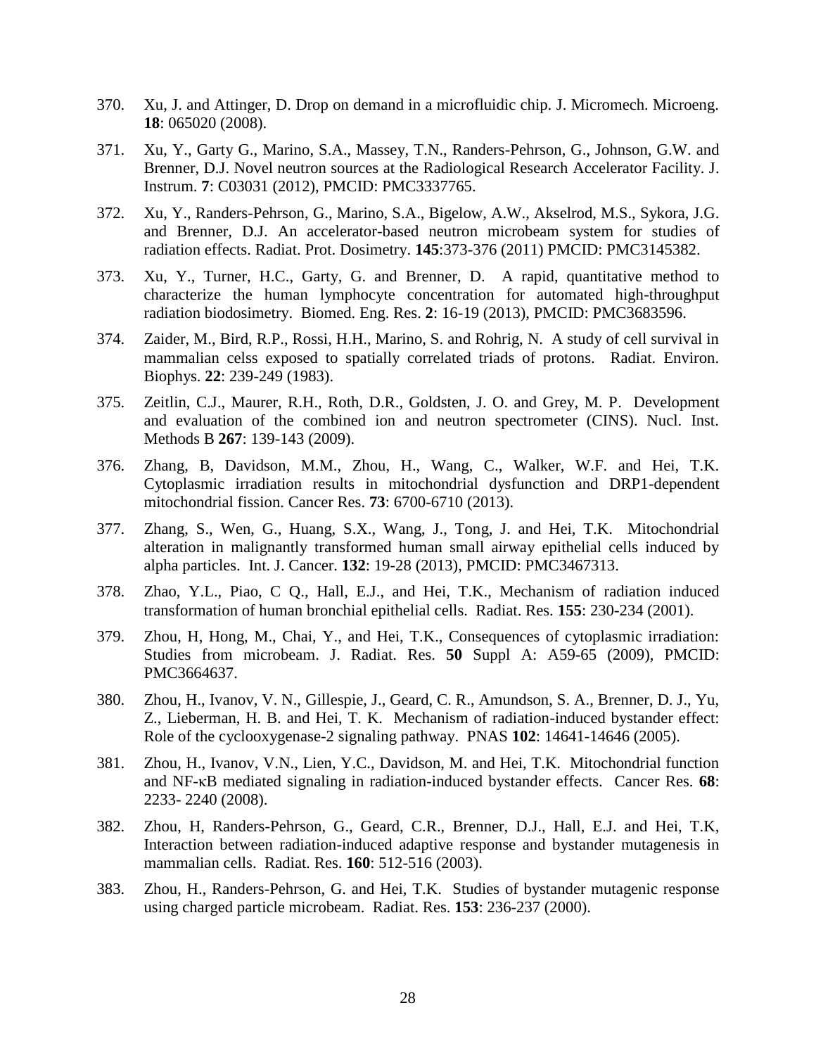370. Xu, J. and Attinger, D. Drop on demand in a microfluidic chip. J. Micromech. Microeng. **18**: 065020 (2008).

371. Xu, Y., Garty G., Marino, S.A., Massey, T.N., Randers-Pehrson, G., Johnson, G.W. and Brenner, D.J. Novel neutron sources at the Radiological Research Accelerator Facility. J. Instrum. **7**: C03031 (2012), PMCID: PMC3337765.

372. Xu, Y., Randers-Pehrson, G., Marino, S.A., Bigelow, A.W., Akselrod, M.S., Sykora, J.G. and Brenner, D.J. An accelerator-based neutron microbeam system for studies of radiation effects. Radiat. Prot. Dosimetry. **145**:373-376 (2011) PMCID: PMC3145382.

373. Xu, Y., Turner, H.C., Garty, G. and Brenner, D. A rapid, quantitative method to characterize the human lymphocyte concentration for automated high-throughput radiation biodosimetry. Biomed. Eng. Res. **2**: 16-19 (2013), PMCID: PMC3683596.

374. Zaider, M., Bird, R.P., Rossi, H.H., Marino, S. and Rohrig, N. A study of cell survival in mammalian celss exposed to spatially correlated triads of protons. Radiat. Environ. Biophys. **22**: 239-249 (1983).

375. Zeitlin, C.J., Maurer, R.H., Roth, D.R., Goldsten, J. O. and Grey, M. P. Development and evaluation of the combined ion and neutron spectrometer (CINS). Nucl. Inst. Methods B **267**: 139-143 (2009).

376. Zhang, B, Davidson, M.M., Zhou, H., Wang, C., Walker, W.F. and Hei, T.K. Cytoplasmic irradiation results in mitochondrial dysfunction and DRP1-dependent mitochondrial fission. Cancer Res. **73**: 6700-6710 (2013).

377. Zhang, S., Wen, G., Huang, S.X., Wang, J., Tong, J. and Hei, T.K. Mitochondrial alteration in malignantly transformed human small airway epithelial cells induced by alpha particles. Int. J. Cancer. **132**: 19-28 (2013), PMCID: PMC3467313.

378. Zhao, Y.L., Piao, C Q., Hall, E.J., and Hei, T.K., Mechanism of radiation induced transformation of human bronchial epithelial cells. Radiat. Res. **155**: 230-234 (2001).

379. Zhou, H, Hong, M., Chai, Y., and Hei, T.K., Consequences of cytoplasmic irradiation: Studies from microbeam. J. Radiat. Res. **50** Suppl A: A59-65 (2009), PMCID: PMC3664637.

380. Zhou, H., Ivanov, V. N., Gillespie, J., Geard, C. R., Amundson, S. A., Brenner, D. J., Yu, Z., Lieberman, H. B. and Hei, T. K. Mechanism of radiation-induced bystander effect: Role of the cyclooxygenase-2 signaling pathway. PNAS **102**: 14641-14646 (2005).

381. Zhou, H., Ivanov, V.N., Lien, Y.C., Davidson, M. and Hei, T.K. Mitochondrial function and NF-κB mediated signaling in radiation-induced bystander effects. Cancer Res. **68**: 2233- 2240 (2008).

382. Zhou, H, Randers-Pehrson, G., Geard, C.R., Brenner, D.J., Hall, E.J. and Hei, T.K, Interaction between radiation-induced adaptive response and bystander mutagenesis in mammalian cells. Radiat. Res. **160**: 512-516 (2003).

383. Zhou, H., Randers-Pehrson, G. and Hei, T.K. Studies of bystander mutagenic response using charged particle microbeam. Radiat. Res. **153**: 236-237 (2000).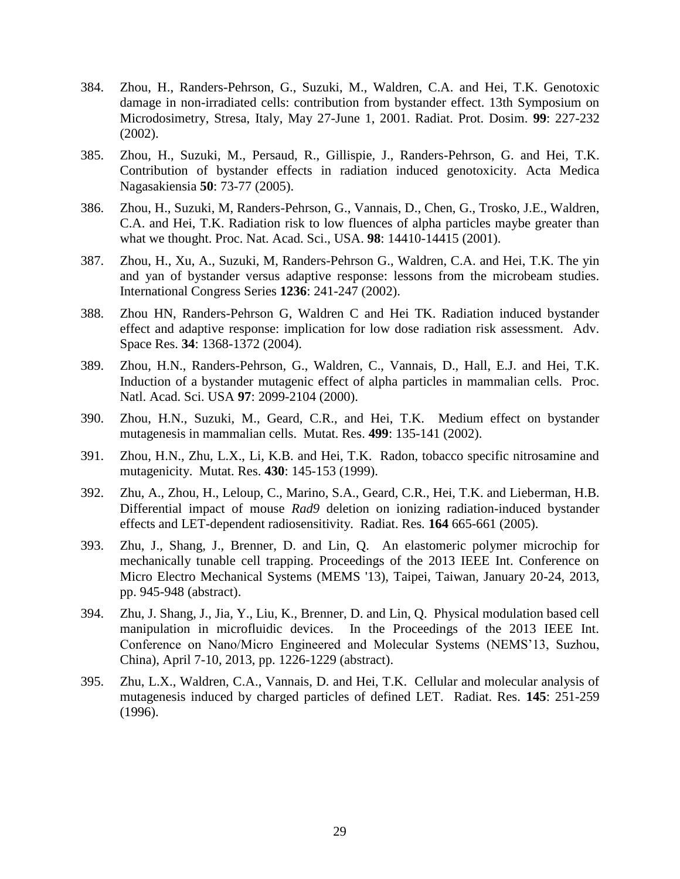384. Zhou, H., Randers-Pehrson, G., Suzuki, M., Waldren, C.A. and Hei, T.K. Genotoxic damage in non-irradiated cells: contribution from bystander effect. 13th Symposium on Microdosimetry, Stresa, Italy, May 27-June 1, 2001. Radiat. Prot. Dosim. **99**: 227-232 (2002).

385. Zhou, H., Suzuki, M., Persaud, R., Gillispie, J., Randers-Pehrson, G. and Hei, T.K. Contribution of bystander effects in radiation induced genotoxicity. Acta Medica Nagasakiensia **50**: 73-77 (2005).

386. Zhou, H., Suzuki, M, Randers-Pehrson, G., Vannais, D., Chen, G., Trosko, J.E., Waldren, C.A. and Hei, T.K. Radiation risk to low fluences of alpha particles maybe greater than what we thought. Proc. Nat. Acad. Sci., USA. **98**: 14410-14415 (2001).

387. Zhou, H., Xu, A., Suzuki, M, Randers-Pehrson G., Waldren, C.A. and Hei, T.K. The yin and yan of bystander versus adaptive response: lessons from the microbeam studies. International Congress Series **1236**: 241-247 (2002).

388. Zhou HN, Randers-Pehrson G, Waldren C and Hei TK. Radiation induced bystander effect and adaptive response: implication for low dose radiation risk assessment. Adv. Space Res. **34**: 1368-1372 (2004).

389. Zhou, H.N., Randers-Pehrson, G., Waldren, C., Vannais, D., Hall, E.J. and Hei, T.K. Induction of a bystander mutagenic effect of alpha particles in mammalian cells. Proc. Natl. Acad. Sci. USA **97**: 2099-2104 (2000).

390. Zhou, H.N., Suzuki, M., Geard, C.R., and Hei, T.K. Medium effect on bystander mutagenesis in mammalian cells. Mutat. Res. **499**: 135-141 (2002).

391. Zhou, H.N., Zhu, L.X., Li, K.B. and Hei, T.K. Radon, tobacco specific nitrosamine and mutagenicity. Mutat. Res. **430**: 145-153 (1999).

392. Zhu, A., Zhou, H., Leloup, C., Marino, S.A., Geard, C.R., Hei, T.K. and Lieberman, H.B. Differential impact of mouse *Rad9* deletion on ionizing radiation-induced bystander effects and LET-dependent radiosensitivity. Radiat. Res. **164** 665-661 (2005).

393. Zhu, J., Shang, J., Brenner, D. and Lin, Q. An elastomeric polymer microchip for mechanically tunable cell trapping. Proceedings of the 2013 IEEE Int. Conference on Micro Electro Mechanical Systems (MEMS '13), Taipei, Taiwan, January 20-24, 2013, pp. 945-948 (abstract).

394. Zhu, J. Shang, J., Jia, Y., Liu, K., Brenner, D. and Lin, Q. Physical modulation based cell manipulation in microfluidic devices. In the Proceedings of the 2013 IEEE Int. Conference on Nano/Micro Engineered and Molecular Systems (NEMS'13, Suzhou, China), April 7-10, 2013, pp. 1226-1229 (abstract).

395. Zhu, L.X., Waldren, C.A., Vannais, D. and Hei, T.K. Cellular and molecular analysis of mutagenesis induced by charged particles of defined LET. Radiat. Res. **145**: 251-259 (1996).